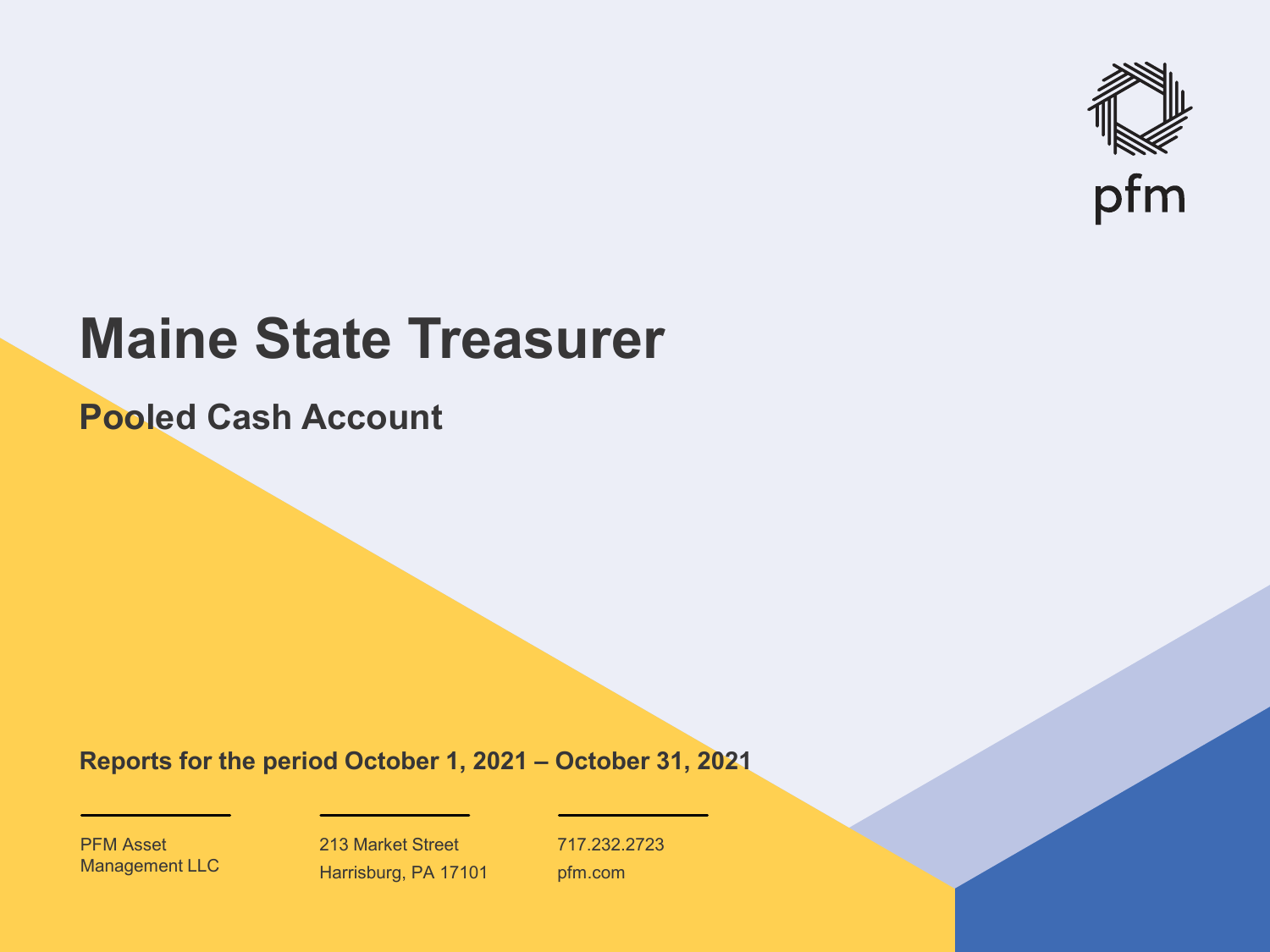pfm

# Maine State Treasurer

## Pooled Cash Account

**Reports for the period October 1, 2021 – October 31, 2021**

PFM Asset Management LLC

213 Market Street
Harrisburg, PA 17101

717.232.2723
pfm.com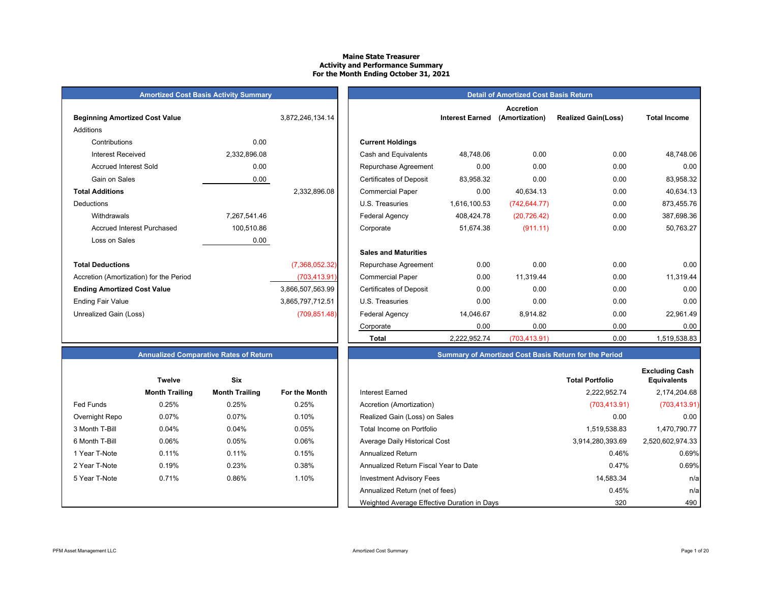# Maine State Treasurer
## Activity and Performance Summary
### For the Month Ending October 31, 2021

## Amortized Cost Basis Activity Summary

| | | |
|---|---|---|
| **Beginning Amortized Cost Value** | | 3,872,246,134.14 |
| Additions | | |
| Contributions | 0.00 | |
| Interest Received | 2,332,896.08 | |
| Accrued Interest Sold | 0.00 | |
| Gain on Sales | 0.00 | |
| **Total Additions** | | 2,332,896.08 |
| Deductions | | |
| Withdrawals | 7,267,541.46 | |
| Accrued Interest Purchased | 100,510.86 | |
| Loss on Sales | 0.00 | |
| **Total Deductions** | | (7,368,052.32) |
| Accretion (Amortization) for the Period | | (703,413.91) |
| **Ending Amortized Cost Value** | | 3,866,507,563.99 |
| Ending Fair Value | | 3,865,797,712.51 |
| Unrealized Gain (Loss) | | (709,851.48) |

## Detail of Amortized Cost Basis Return

| | Interest Earned | Accretion (Amortization) | Realized Gain(Loss) | Total Income |
|---|---|---|---|---|
| **Current Holdings** | | | | |
| Cash and Equivalents | 48,748.06 | 0.00 | 0.00 | 48,748.06 |
| Repurchase Agreement | 0.00 | 0.00 | 0.00 | 0.00 |
| Certificates of Deposit | 83,958.32 | 0.00 | 0.00 | 83,958.32 |
| Commercial Paper | 0.00 | 40,634.13 | 0.00 | 40,634.13 |
| U.S. Treasuries | 1,616,100.53 | (742,644.77) | 0.00 | 873,455.76 |
| Federal Agency | 408,424.78 | (20,726.42) | 0.00 | 387,698.36 |
| Corporate | 51,674.38 | (911.11) | 0.00 | 50,763.27 |
| **Sales and Maturities** | | | | |
| Repurchase Agreement | 0.00 | 0.00 | 0.00 | 0.00 |
| Commercial Paper | 0.00 | 11,319.44 | 0.00 | 11,319.44 |
| Certificates of Deposit | 0.00 | 0.00 | 0.00 | 0.00 |
| U.S. Treasuries | 0.00 | 0.00 | 0.00 | 0.00 |
| Federal Agency | 14,046.67 | 8,914.82 | 0.00 | 22,961.49 |
| Corporate | 0.00 | 0.00 | 0.00 | 0.00 |
| **Total** | 2,222,952.74 | (703,413.91) | 0.00 | 1,519,538.83 |

## Annualized Comparative Rates of Return

| | Twelve Month Trailing | Six Month Trailing | For the Month |
|---|---|---|---|
| Fed Funds | 0.25% | 0.25% | 0.25% |
| Overnight Repo | 0.07% | 0.07% | 0.10% |
| 3 Month T-Bill | 0.04% | 0.04% | 0.05% |
| 6 Month T-Bill | 0.06% | 0.05% | 0.06% |
| 1 Year T-Note | 0.11% | 0.11% | 0.15% |
| 2 Year T-Note | 0.19% | 0.23% | 0.38% |
| 5 Year T-Note | 0.71% | 0.86% | 1.10% |

## Summary of Amortized Cost Basis Return for the Period

| | Total Portfolio | Excluding Cash Equivalents |
|---|---|---|
| Interest Earned | 2,222,952.74 | 2,174,204.68 |
| Accretion (Amortization) | (703,413.91) | (703,413.91) |
| Realized Gain (Loss) on Sales | 0.00 | 0.00 |
| Total Income on Portfolio | 1,519,538.83 | 1,470,790.77 |
| Average Daily Historical Cost | 3,914,280,393.69 | 2,520,602,974.33 |
| Annualized Return | 0.46% | 0.69% |
| Annualized Return Fiscal Year to Date | 0.47% | 0.69% |
| Investment Advisory Fees | 14,583.34 | n/a |
| Annualized Return (net of fees) | 0.45% | n/a |
| Weighted Average Effective Duration in Days | 320 | 490 |

PFM Asset Management LLC — Amortized Cost Summary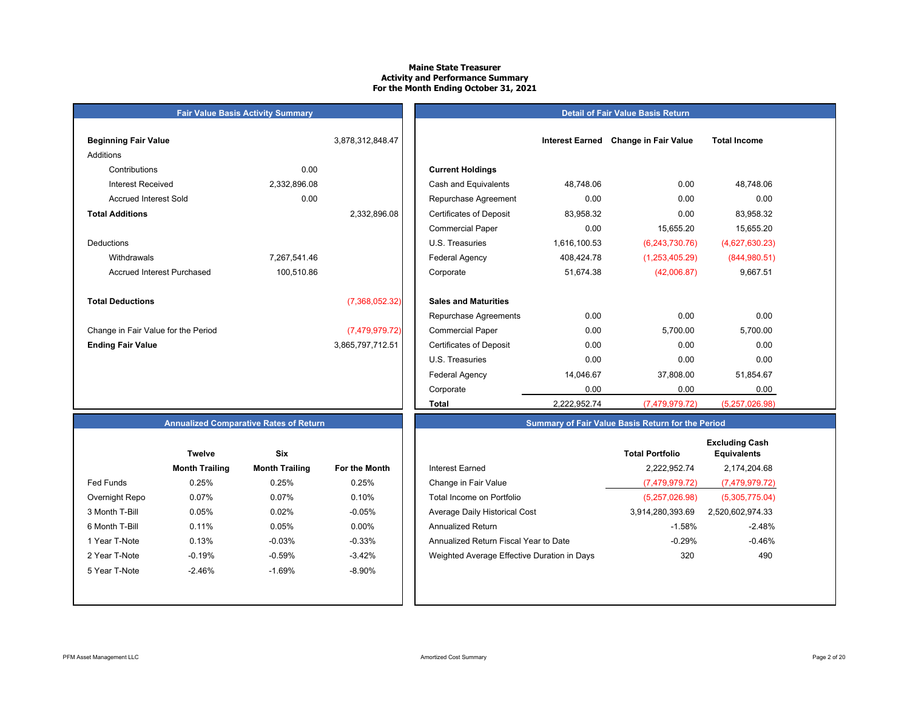# Maine State Treasurer
## Activity and Performance Summary
### For the Month Ending October 31, 2021

#### Fair Value Basis Activity Summary

| | | |
|---|---|---|
| **Beginning Fair Value** | | 3,878,312,848.47 |
| Additions | | |
| Contributions | 0.00 | |
| Interest Received | 2,332,896.08 | |
| Accrued Interest Sold | 0.00 | |
| **Total Additions** | | 2,332,896.08 |
| Deductions | | |
| Withdrawals | 7,267,541.46 | |
| Accrued Interest Purchased | 100,510.86 | |
| **Total Deductions** | | (7,368,052.32) |
| Change in Fair Value for the Period | | (7,479,979.72) |
| **Ending Fair Value** | | 3,865,797,712.51 |

#### Detail of Fair Value Basis Return

| | Interest Earned | Change in Fair Value | Total Income |
|---|---|---|---|
| **Current Holdings** | | | |
| Cash and Equivalents | 48,748.06 | 0.00 | 48,748.06 |
| Repurchase Agreement | 0.00 | 0.00 | 0.00 |
| Certificates of Deposit | 83,958.32 | 0.00 | 83,958.32 |
| Commercial Paper | 0.00 | 15,655.20 | 15,655.20 |
| U.S. Treasuries | 1,616,100.53 | (6,243,730.76) | (4,627,630.23) |
| Federal Agency | 408,424.78 | (1,253,405.29) | (844,980.51) |
| Corporate | 51,674.38 | (42,006.87) | 9,667.51 |
| **Sales and Maturities** | | | |
| Repurchase Agreements | 0.00 | 0.00 | 0.00 |
| Commercial Paper | 0.00 | 5,700.00 | 5,700.00 |
| Certificates of Deposit | 0.00 | 0.00 | 0.00 |
| U.S. Treasuries | 0.00 | 0.00 | 0.00 |
| Federal Agency | 14,046.67 | 37,808.00 | 51,854.67 |
| Corporate | 0.00 | 0.00 | 0.00 |
| **Total** | 2,222,952.74 | (7,479,979.72) | (5,257,026.98) |

#### Annualized Comparative Rates of Return

| | Twelve Month Trailing | Six Month Trailing | For the Month |
|---|---|---|---|
| Fed Funds | 0.25% | 0.25% | 0.25% |
| Overnight Repo | 0.07% | 0.07% | 0.10% |
| 3 Month T-Bill | 0.05% | 0.02% | -0.05% |
| 6 Month T-Bill | 0.11% | 0.05% | 0.00% |
| 1 Year T-Note | 0.13% | -0.03% | -0.33% |
| 2 Year T-Note | -0.19% | -0.59% | -3.42% |
| 5 Year T-Note | -2.46% | -1.69% | -8.90% |

#### Summary of Fair Value Basis Return for the Period

| | Total Portfolio | Excluding Cash Equivalents |
|---|---|---|
| Interest Earned | 2,222,952.74 | 2,174,204.68 |
| Change in Fair Value | (7,479,979.72) | (7,479,979.72) |
| Total Income on Portfolio | (5,257,026.98) | (5,305,775.04) |
| Average Daily Historical Cost | 3,914,280,393.69 | 2,520,602,974.33 |
| Annualized Return | -1.58% | -2.48% |
| Annualized Return Fiscal Year to Date | -0.29% | -0.46% |
| Weighted Average Effective Duration in Days | 320 | 490 |

PFM Asset Management LLC — Amortized Cost Summary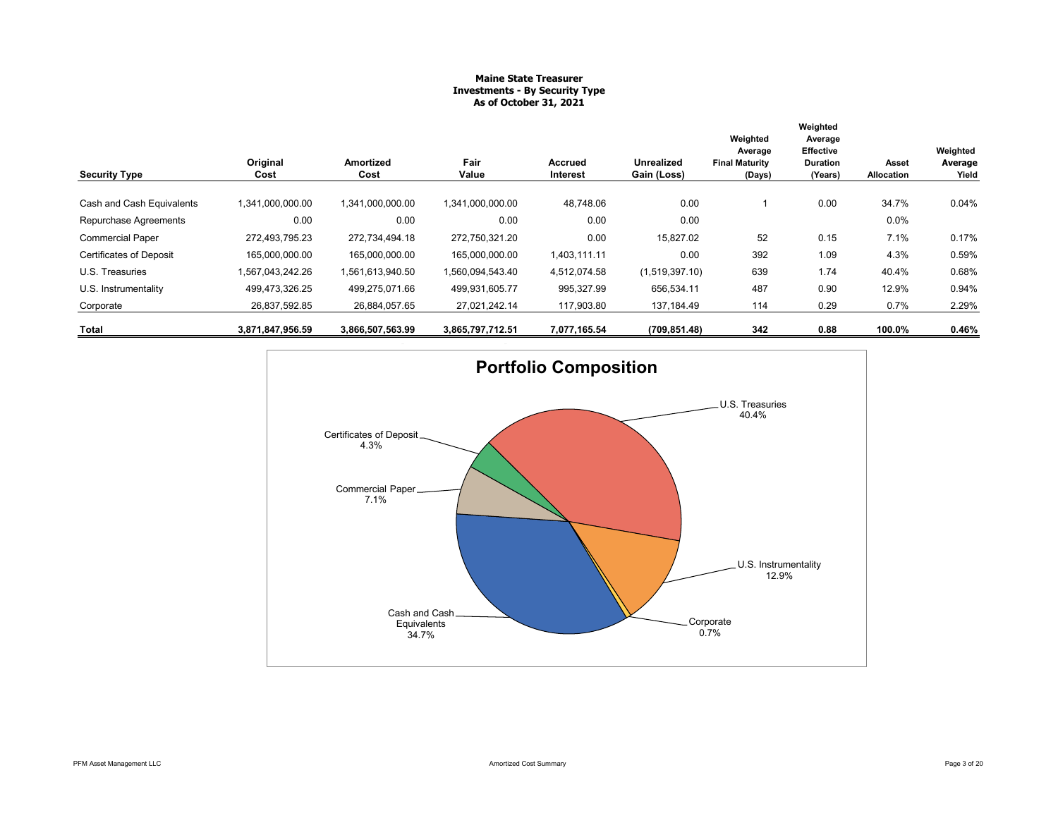**Maine State Treasurer**
**Investments - By Security Type**
**As of October 31, 2021**

| Security Type | Original Cost | Amortized Cost | Fair Value | Accrued Interest | Unrealized Gain (Loss) | Weighted Average Final Maturity (Days) | Weighted Average Effective Duration (Years) | Asset Allocation | Weighted Average Yield |
|---|---|---|---|---|---|---|---|---|---|
| Cash and Cash Equivalents | 1,341,000,000.00 | 1,341,000,000.00 | 1,341,000,000.00 | 48,748.06 | 0.00 | 1 | 0.00 | 34.7% | 0.04% |
| Repurchase Agreements | 0.00 | 0.00 | 0.00 | 0.00 | 0.00 | | | 0.0% | |
| Commercial Paper | 272,493,795.23 | 272,734,494.18 | 272,750,321.20 | 0.00 | 15,827.02 | 52 | 0.15 | 7.1% | 0.17% |
| Certificates of Deposit | 165,000,000.00 | 165,000,000.00 | 165,000,000.00 | 1,403,111.11 | 0.00 | 392 | 1.09 | 4.3% | 0.59% |
| U.S. Treasuries | 1,567,043,242.26 | 1,561,613,940.50 | 1,560,094,543.40 | 4,512,074.58 | (1,519,397.10) | 639 | 1.74 | 40.4% | 0.68% |
| U.S. Instrumentality | 499,473,326.25 | 499,275,071.66 | 499,931,605.77 | 995,327.99 | 656,534.11 | 487 | 0.90 | 12.9% | 0.94% |
| Corporate | 26,837,592.85 | 26,884,057.65 | 27,021,242.14 | 117,903.80 | 137,184.49 | 114 | 0.29 | 0.7% | 2.29% |
| **Total** | **3,871,847,956.59** | **3,866,507,563.99** | **3,865,797,712.51** | **7,077,165.54** | **(709,851.48)** | **342** | **0.88** | **100.0%** | **0.46%** |

**Portfolio Composition**

- U.S. Treasuries 40.4%
- Cash and Cash Equivalents 34.7%
- U.S. Instrumentality 12.9%
- Commercial Paper 7.1%
- Certificates of Deposit 4.3%
- Corporate 0.7%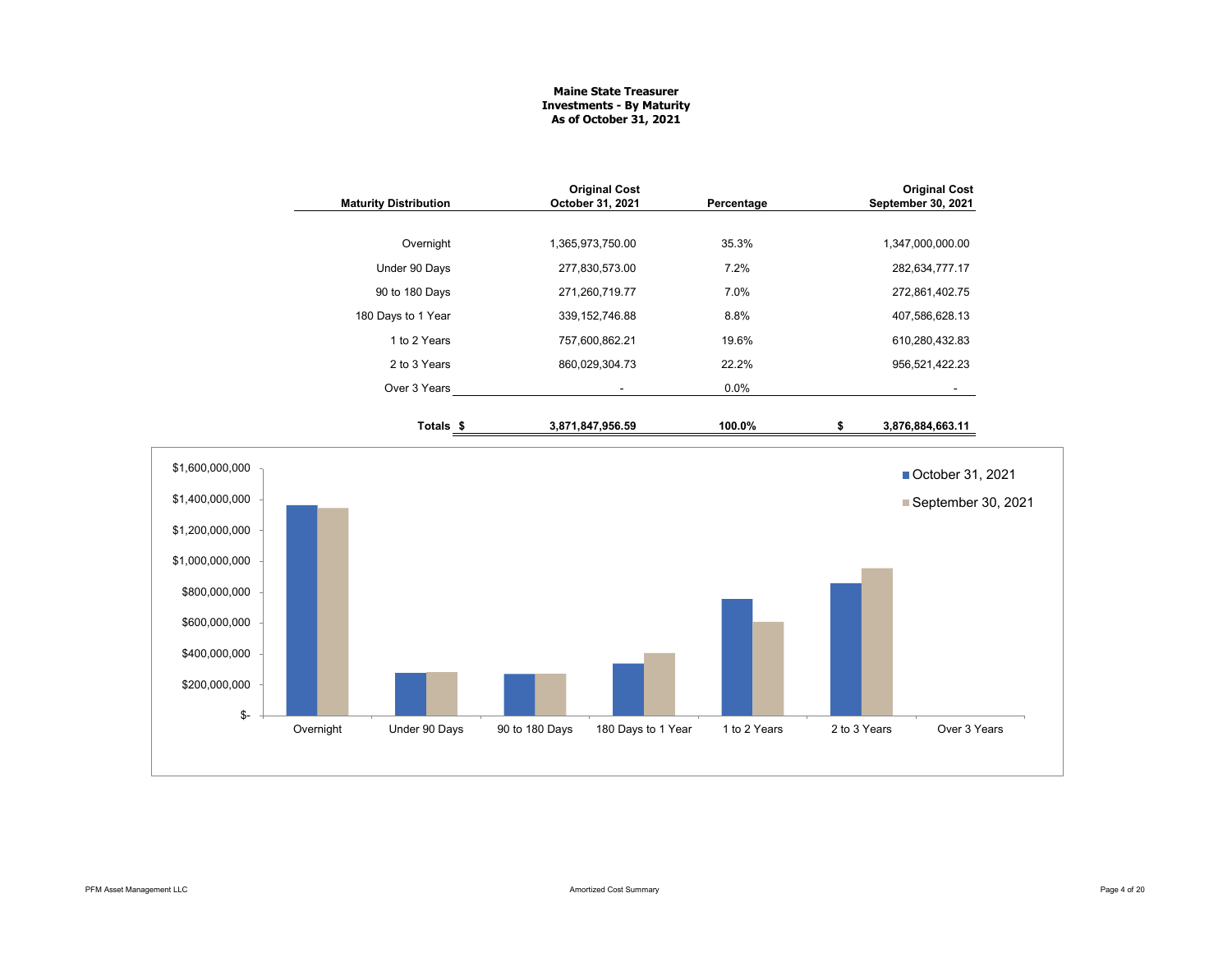**Maine State Treasurer**
**Investments - By Maturity**
**As of October 31, 2021**

| Maturity Distribution | Original Cost October 31, 2021 | Percentage | Original Cost September 30, 2021 |
|---|---|---|---|
| Overnight | 1,365,973,750.00 | 35.3% | 1,347,000,000.00 |
| Under 90 Days | 277,830,573.00 | 7.2% | 282,634,777.17 |
| 90 to 180 Days | 271,260,719.77 | 7.0% | 272,861,402.75 |
| 180 Days to 1 Year | 339,152,746.88 | 8.8% | 407,586,628.13 |
| 1 to 2 Years | 757,600,862.21 | 19.6% | 610,280,432.83 |
| 2 to 3 Years | 860,029,304.73 | 22.2% | 956,521,422.23 |
| Over 3 Years | - | 0.0% | - |
| **Totals** | **$ 3,871,847,956.59** | **100.0%** | **$ 3,876,884,663.11** |

| Maturity | October 31, 2021 | September 30, 2021 |
|---|---|---|
| Overnight | 1,365,973,750.00 | 1,347,000,000.00 |
| Under 90 Days | 277,830,573.00 | 282,634,777.17 |
| 90 to 180 Days | 271,260,719.77 | 272,861,402.75 |
| 180 Days to 1 Year | 339,152,746.88 | 407,586,628.13 |
| 1 to 2 Years | 757,600,862.21 | 610,280,432.83 |
| 2 to 3 Years | 860,029,304.73 | 956,521,422.23 |
| Over 3 Years | - | - |

PFM Asset Management LLC

Amortized Cost Summary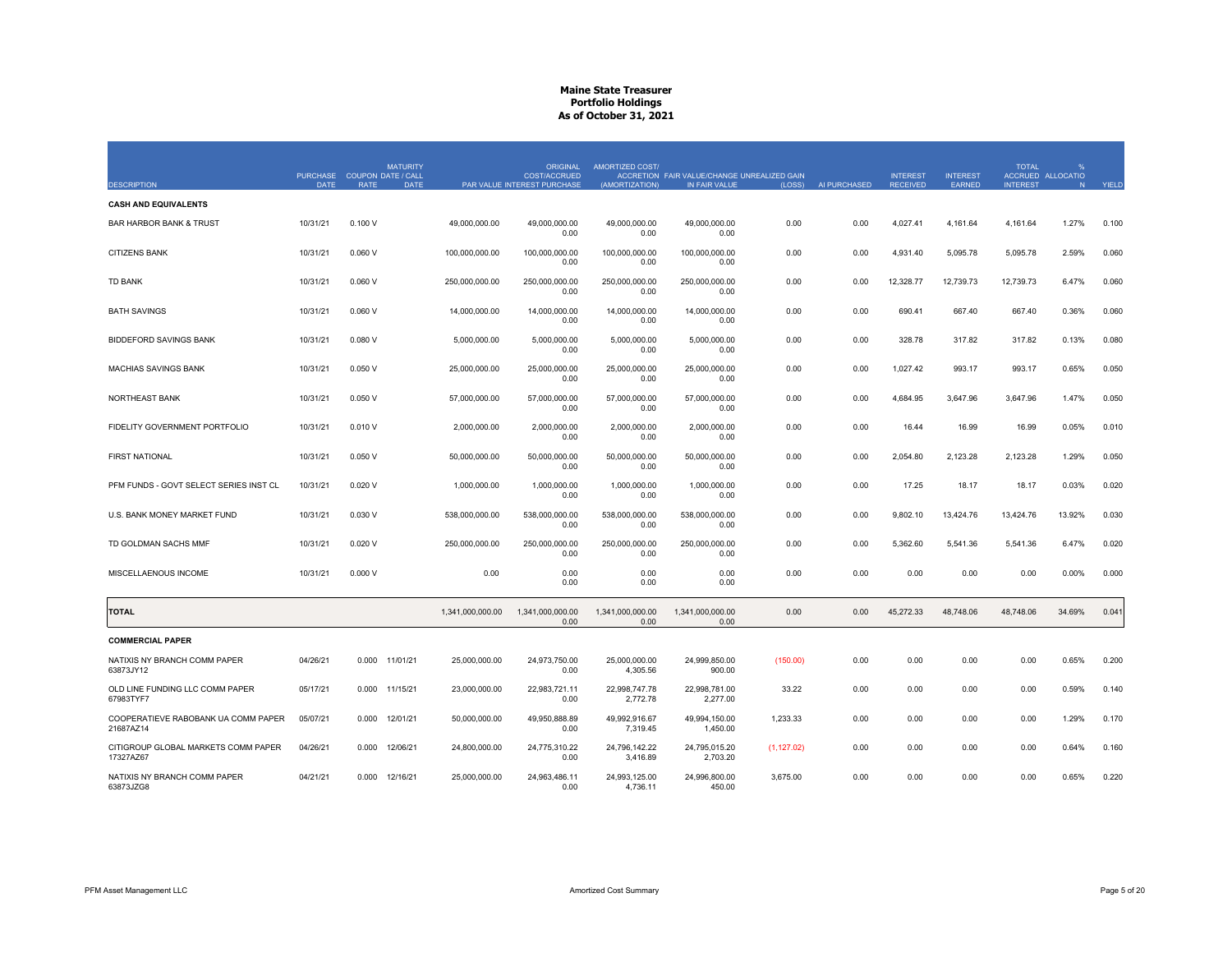# Maine State Treasurer
## Portfolio Holdings
### As of October 31, 2021

| DESCRIPTION | PURCHASE DATE | COUPON RATE | MATURITY DATE / CALL DATE | PAR VALUE | ORIGINAL COST/ACCRUED INTEREST PURCHASE | AMORTIZED COST/ ACCRETION (AMORTIZATION) | FAIR VALUE/CHANGE IN FAIR VALUE | UNREALIZED GAIN (LOSS) | AI PURCHASED | INTEREST RECEIVED | INTEREST EARNED | TOTAL ACCRUED INTEREST | % ALLOCATION | YIELD |
|---|---|---|---|---|---|---|---|---|---|---|---|---|---|---|
| **CASH AND EQUIVALENTS** | | | | | | | | | | | | | | |
| BAR HARBOR BANK & TRUST | 10/31/21 | 0.100 V | | 49,000,000.00 | 49,000,000.00<br>0.00 | 49,000,000.00<br>0.00 | 49,000,000.00<br>0.00 | 0.00 | 0.00 | 4,027.41 | 4,161.64 | 4,161.64 | 1.27% | 0.100 |
| CITIZENS BANK | 10/31/21 | 0.060 V | | 100,000,000.00 | 100,000,000.00<br>0.00 | 100,000,000.00<br>0.00 | 100,000,000.00<br>0.00 | 0.00 | 0.00 | 4,931.40 | 5,095.78 | 5,095.78 | 2.59% | 0.060 |
| TD BANK | 10/31/21 | 0.060 V | | 250,000,000.00 | 250,000,000.00<br>0.00 | 250,000,000.00<br>0.00 | 250,000,000.00<br>0.00 | 0.00 | 0.00 | 12,328.77 | 12,739.73 | 12,739.73 | 6.47% | 0.060 |
| BATH SAVINGS | 10/31/21 | 0.060 V | | 14,000,000.00 | 14,000,000.00<br>0.00 | 14,000,000.00<br>0.00 | 14,000,000.00<br>0.00 | 0.00 | 0.00 | 690.41 | 667.40 | 667.40 | 0.36% | 0.060 |
| BIDDEFORD SAVINGS BANK | 10/31/21 | 0.080 V | | 5,000,000.00 | 5,000,000.00<br>0.00 | 5,000,000.00<br>0.00 | 5,000,000.00<br>0.00 | 0.00 | 0.00 | 328.78 | 317.82 | 317.82 | 0.13% | 0.080 |
| MACHIAS SAVINGS BANK | 10/31/21 | 0.050 V | | 25,000,000.00 | 25,000,000.00<br>0.00 | 25,000,000.00<br>0.00 | 25,000,000.00<br>0.00 | 0.00 | 0.00 | 1,027.42 | 993.17 | 993.17 | 0.65% | 0.050 |
| NORTHEAST BANK | 10/31/21 | 0.050 V | | 57,000,000.00 | 57,000,000.00<br>0.00 | 57,000,000.00<br>0.00 | 57,000,000.00<br>0.00 | 0.00 | 0.00 | 4,684.95 | 3,647.96 | 3,647.96 | 1.47% | 0.050 |
| FIDELITY GOVERNMENT PORTFOLIO | 10/31/21 | 0.010 V | | 2,000,000.00 | 2,000,000.00<br>0.00 | 2,000,000.00<br>0.00 | 2,000,000.00<br>0.00 | 0.00 | 0.00 | 16.44 | 16.99 | 16.99 | 0.05% | 0.010 |
| FIRST NATIONAL | 10/31/21 | 0.050 V | | 50,000,000.00 | 50,000,000.00<br>0.00 | 50,000,000.00<br>0.00 | 50,000,000.00<br>0.00 | 0.00 | 0.00 | 2,054.80 | 2,123.28 | 2,123.28 | 1.29% | 0.050 |
| PFM FUNDS - GOVT SELECT SERIES INST CL | 10/31/21 | 0.020 V | | 1,000,000.00 | 1,000,000.00<br>0.00 | 1,000,000.00<br>0.00 | 1,000,000.00<br>0.00 | 0.00 | 0.00 | 17.25 | 18.17 | 18.17 | 0.03% | 0.020 |
| U.S. BANK MONEY MARKET FUND | 10/31/21 | 0.030 V | | 538,000,000.00 | 538,000,000.00<br>0.00 | 538,000,000.00<br>0.00 | 538,000,000.00<br>0.00 | 0.00 | 0.00 | 9,802.10 | 13,424.76 | 13,424.76 | 13.92% | 0.030 |
| TD GOLDMAN SACHS MMF | 10/31/21 | 0.020 V | | 250,000,000.00 | 250,000,000.00<br>0.00 | 250,000,000.00<br>0.00 | 250,000,000.00<br>0.00 | 0.00 | 0.00 | 5,362.60 | 5,541.36 | 5,541.36 | 6.47% | 0.020 |
| MISCELLANEOUS INCOME | 10/31/21 | 0.000 V | | 0.00 | 0.00<br>0.00 | 0.00<br>0.00 | 0.00<br>0.00 | 0.00 | 0.00 | 0.00 | 0.00 | 0.00 | 0.00% | 0.000 |
| **TOTAL** | | | | 1,341,000,000.00 | 1,341,000,000.00<br>0.00 | 1,341,000,000.00<br>0.00 | 1,341,000,000.00<br>0.00 | 0.00 | 0.00 | 45,272.33 | 48,748.06 | 48,748.06 | 34.69% | 0.041 |
| **COMMERCIAL PAPER** | | | | | | | | | | | | | | |
| NATIXIS NY BRANCH COMM PAPER<br>63873JY12 | 04/26/21 | 0.000 | 11/01/21 | 25,000,000.00 | 24,973,750.00<br>0.00 | 25,000,000.00<br>4,305.56 | 24,999,850.00<br>900.00 | (150.00) | 0.00 | 0.00 | 0.00 | 0.00 | 0.65% | 0.200 |
| OLD LINE FUNDING LLC COMM PAPER<br>67983TYF7 | 05/17/21 | 0.000 | 11/15/21 | 23,000,000.00 | 22,983,721.11<br>0.00 | 22,998,747.78<br>2,772.78 | 22,998,781.00<br>2,277.00 | 33.22 | 0.00 | 0.00 | 0.00 | 0.00 | 0.59% | 0.140 |
| COOPERATIEVE RABOBANK UA COMM PAPER<br>21687AZ14 | 05/07/21 | 0.000 | 12/01/21 | 50,000,000.00 | 49,950,888.89<br>0.00 | 49,992,916.67<br>7,319.45 | 49,994,150.00<br>1,450.00 | 1,233.33 | 0.00 | 0.00 | 0.00 | 0.00 | 1.29% | 0.170 |
| CITIGROUP GLOBAL MARKETS COMM PAPER<br>17327AZ67 | 04/26/21 | 0.000 | 12/06/21 | 24,800,000.00 | 24,775,310.22<br>0.00 | 24,796,142.22<br>3,416.89 | 24,795,015.20<br>2,703.20 | (1,127.02) | 0.00 | 0.00 | 0.00 | 0.00 | 0.64% | 0.160 |
| NATIXIS NY BRANCH COMM PAPER<br>63873JZG8 | 04/21/21 | 0.000 | 12/16/21 | 25,000,000.00 | 24,963,486.11<br>0.00 | 24,993,125.00<br>4,736.11 | 24,996,800.00<br>450.00 | 3,675.00 | 0.00 | 0.00 | 0.00 | 0.00 | 0.65% | 0.220 |

PFM Asset Management LLC — Amortized Cost Summary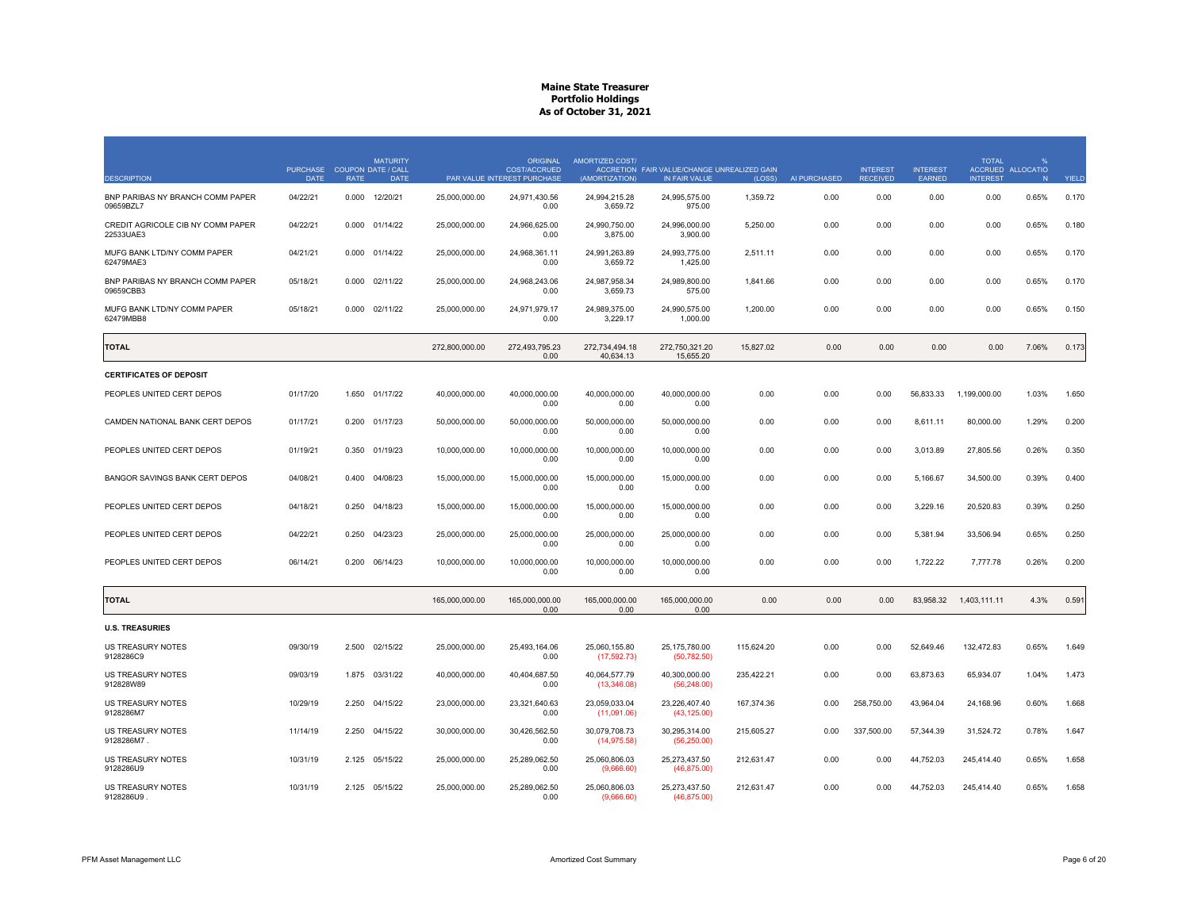# Maine State Treasurer
## Portfolio Holdings
### As of October 31, 2021

| DESCRIPTION | PURCHASE DATE | COUPON RATE | MATURITY DATE / CALL DATE | PAR VALUE | ORIGINAL COST/ACCRUED INTEREST PURCHASE | AMORTIZED COST/ ACCRETION (AMORTIZATION) | FAIR VALUE/CHANGE IN FAIR VALUE | UNREALIZED GAIN (LOSS) | AI PURCHASED | INTEREST RECEIVED | INTEREST EARNED | TOTAL ACCRUED INTEREST | % ALLOCATION | YIELD |
|---|---|---|---|---|---|---|---|---|---|---|---|---|---|---|
| BNP PARIBAS NY BRANCH COMM PAPER 09659BZL7 | 04/22/21 | 0.000 | 12/20/21 | 25,000,000.00 | 24,971,430.56<br>0.00 | 24,994,215.28<br>3,659.72 | 24,995,575.00<br>975.00 | 1,359.72 | 0.00 | 0.00 | 0.00 | 0.00 | 0.65% | 0.170 |
| CREDIT AGRICOLE CIB NY COMM PAPER 22533UAE3 | 04/22/21 | 0.000 | 01/14/22 | 25,000,000.00 | 24,966,625.00<br>0.00 | 24,990,750.00<br>3,875.00 | 24,996,000.00<br>3,900.00 | 5,250.00 | 0.00 | 0.00 | 0.00 | 0.00 | 0.65% | 0.180 |
| MUFG BANK LTD/NY COMM PAPER 62479MAE3 | 04/21/21 | 0.000 | 01/14/22 | 25,000,000.00 | 24,968,361.11<br>0.00 | 24,991,263.89<br>3,659.72 | 24,993,775.00<br>1,425.00 | 2,511.11 | 0.00 | 0.00 | 0.00 | 0.00 | 0.65% | 0.170 |
| BNP PARIBAS NY BRANCH COMM PAPER 09659CBB3 | 05/18/21 | 0.000 | 02/11/22 | 25,000,000.00 | 24,968,243.06<br>0.00 | 24,987,958.34<br>3,659.73 | 24,989,800.00<br>575.00 | 1,841.66 | 0.00 | 0.00 | 0.00 | 0.00 | 0.65% | 0.170 |
| MUFG BANK LTD/NY COMM PAPER 62479MBB8 | 05/18/21 | 0.000 | 02/11/22 | 25,000,000.00 | 24,971,979.17<br>0.00 | 24,989,375.00<br>3,229.17 | 24,990,575.00<br>1,000.00 | 1,200.00 | 0.00 | 0.00 | 0.00 | 0.00 | 0.65% | 0.150 |
| **TOTAL** | | | | 272,800,000.00 | 272,493,795.23<br>0.00 | 272,734,494.18<br>40,634.13 | 272,750,321.20<br>15,655.20 | 15,827.02 | 0.00 | 0.00 | 0.00 | 0.00 | 7.06% | 0.173 |
| **CERTIFICATES OF DEPOSIT** | | | | | | | | | | | | | | |
| PEOPLES UNITED CERT DEPOS | 01/17/20 | 1.650 | 01/17/22 | 40,000,000.00 | 40,000,000.00<br>0.00 | 40,000,000.00<br>0.00 | 40,000,000.00<br>0.00 | 0.00 | 0.00 | 0.00 | 56,833.33 | 1,199,000.00 | 1.03% | 1.650 |
| CAMDEN NATIONAL BANK CERT DEPOS | 01/17/21 | 0.200 | 01/17/23 | 50,000,000.00 | 50,000,000.00<br>0.00 | 50,000,000.00<br>0.00 | 50,000,000.00<br>0.00 | 0.00 | 0.00 | 0.00 | 8,611.11 | 80,000.00 | 1.29% | 0.200 |
| PEOPLES UNITED CERT DEPOS | 01/19/21 | 0.350 | 01/19/23 | 10,000,000.00 | 10,000,000.00<br>0.00 | 10,000,000.00<br>0.00 | 10,000,000.00<br>0.00 | 0.00 | 0.00 | 0.00 | 3,013.89 | 27,805.56 | 0.26% | 0.350 |
| BANGOR SAVINGS BANK CERT DEPOS | 04/08/21 | 0.400 | 04/08/23 | 15,000,000.00 | 15,000,000.00<br>0.00 | 15,000,000.00<br>0.00 | 15,000,000.00<br>0.00 | 0.00 | 0.00 | 0.00 | 5,166.67 | 34,500.00 | 0.39% | 0.400 |
| PEOPLES UNITED CERT DEPOS | 04/18/21 | 0.250 | 04/18/23 | 15,000,000.00 | 15,000,000.00<br>0.00 | 15,000,000.00<br>0.00 | 15,000,000.00<br>0.00 | 0.00 | 0.00 | 0.00 | 3,229.16 | 20,520.83 | 0.39% | 0.250 |
| PEOPLES UNITED CERT DEPOS | 04/22/21 | 0.250 | 04/23/23 | 25,000,000.00 | 25,000,000.00<br>0.00 | 25,000,000.00<br>0.00 | 25,000,000.00<br>0.00 | 0.00 | 0.00 | 0.00 | 5,381.94 | 33,506.94 | 0.65% | 0.250 |
| PEOPLES UNITED CERT DEPOS | 06/14/21 | 0.200 | 06/14/23 | 10,000,000.00 | 10,000,000.00<br>0.00 | 10,000,000.00<br>0.00 | 10,000,000.00<br>0.00 | 0.00 | 0.00 | 0.00 | 1,722.22 | 7,777.78 | 0.26% | 0.200 |
| **TOTAL** | | | | 165,000,000.00 | 165,000,000.00<br>0.00 | 165,000,000.00<br>0.00 | 165,000,000.00<br>0.00 | 0.00 | 0.00 | 0.00 | 83,958.32 | 1,403,111.11 | 4.3% | 0.591 |
| **U.S. TREASURIES** | | | | | | | | | | | | | | |
| US TREASURY NOTES 9128286C9 | 09/30/19 | 2.500 | 02/15/22 | 25,000,000.00 | 25,493,164.06<br>0.00 | 25,060,155.80<br>(17,592.73) | 25,175,780.00<br>(50,782.50) | 115,624.20 | 0.00 | 0.00 | 52,649.46 | 132,472.83 | 0.65% | 1.649 |
| US TREASURY NOTES 912828W89 | 09/03/19 | 1.875 | 03/31/22 | 40,000,000.00 | 40,404,687.50<br>0.00 | 40,064,577.79<br>(13,346.08) | 40,300,000.00<br>(56,248.00) | 235,422.21 | 0.00 | 0.00 | 63,873.63 | 65,934.07 | 1.04% | 1.473 |
| US TREASURY NOTES 9128286M7 | 10/29/19 | 2.250 | 04/15/22 | 23,000,000.00 | 23,321,640.63<br>0.00 | 23,059,033.04<br>(11,091.06) | 23,226,407.40<br>(43,125.00) | 167,374.36 | 0.00 | 258,750.00 | 43,964.04 | 24,168.96 | 0.60% | 1.668 |
| US TREASURY NOTES 9128286M7 . | 11/14/19 | 2.250 | 04/15/22 | 30,000,000.00 | 30,426,562.50<br>0.00 | 30,079,708.73<br>(14,975.58) | 30,295,314.00<br>(56,250.00) | 215,605.27 | 0.00 | 337,500.00 | 57,344.39 | 31,524.72 | 0.78% | 1.647 |
| US TREASURY NOTES 9128286U9 | 10/31/19 | 2.125 | 05/15/22 | 25,000,000.00 | 25,289,062.50<br>0.00 | 25,060,806.03<br>(9,666.60) | 25,273,437.50<br>(46,875.00) | 212,631.47 | 0.00 | 0.00 | 44,752.03 | 245,414.40 | 0.65% | 1.658 |
| US TREASURY NOTES 9128286U9 . | 10/31/19 | 2.125 | 05/15/22 | 25,000,000.00 | 25,289,062.50<br>0.00 | 25,060,806.03<br>(9,666.60) | 25,273,437.50<br>(46,875.00) | 212,631.47 | 0.00 | 0.00 | 44,752.03 | 245,414.40 | 0.65% | 1.658 |

PFM Asset Management LLC — Amortized Cost Summary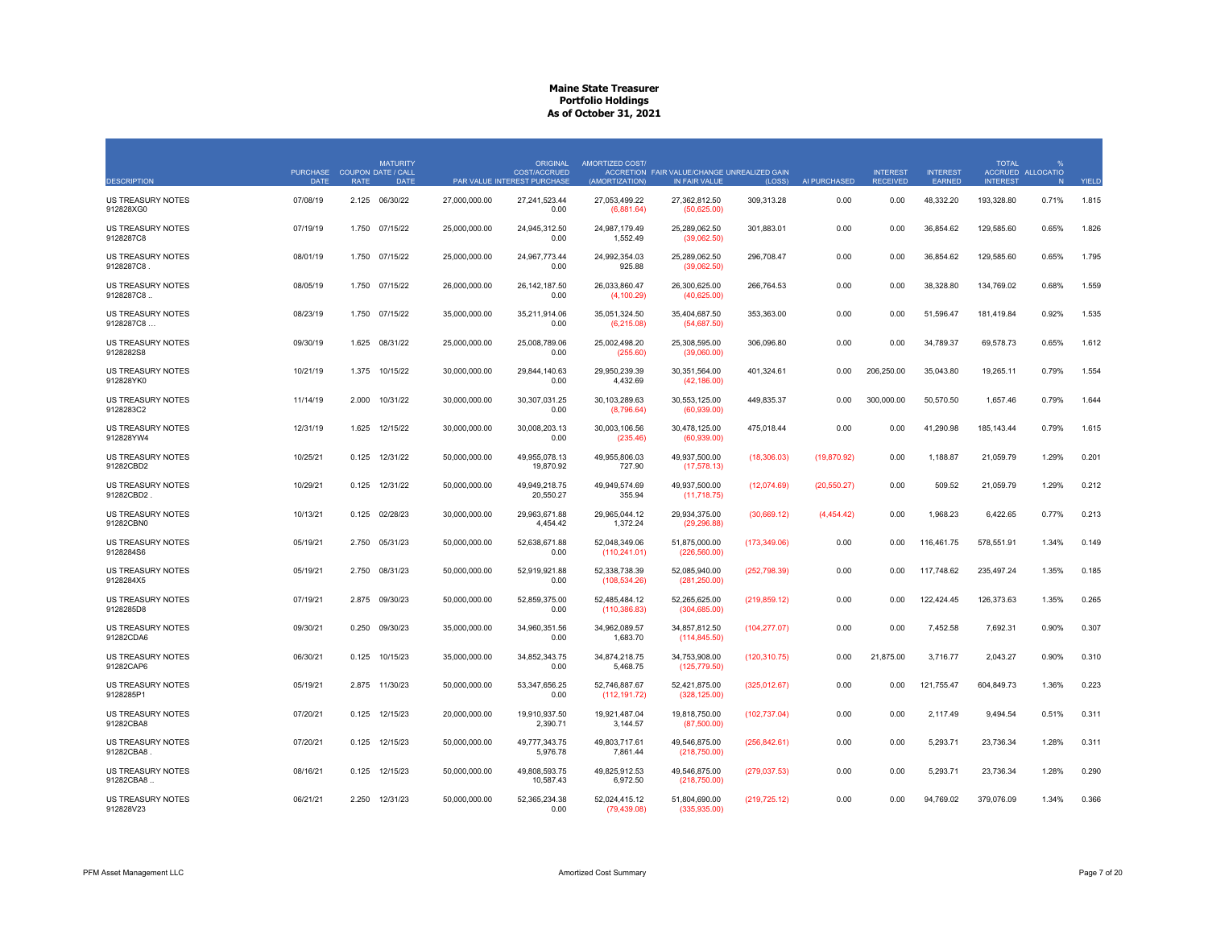# Maine State Treasurer
## Portfolio Holdings
### As of October 31, 2021

| DESCRIPTION | PURCHASE DATE | COUPON RATE | MATURITY DATE / CALL DATE | PAR VALUE | ORIGINAL COST/ACCRUED INTEREST PURCHASE | AMORTIZED COST/ ACCRETION (AMORTIZATION) | FAIR VALUE/CHANGE IN FAIR VALUE | UNREALIZED GAIN (LOSS) | AI PURCHASED | INTEREST RECEIVED | INTEREST EARNED | TOTAL ACCRUED INTEREST | % ALLOCATION | YIELD |
|---|---|---|---|---|---|---|---|---|---|---|---|---|---|---|
| US TREASURY NOTES 912828XG0 | 07/08/19 | 2.125 | 06/30/22 | 27,000,000.00 | 27,241,523.44<br>0.00 | 27,053,499.22<br>(6,881.64) | 27,362,812.50<br>(50,625.00) | 309,313.28 | 0.00 | 0.00 | 48,332.20 | 193,328.80 | 0.71% | 1.815 |
| US TREASURY NOTES 9128287C8 | 07/19/19 | 1.750 | 07/15/22 | 25,000,000.00 | 24,945,312.50<br>0.00 | 24,987,179.49<br>1,552.49 | 25,289,062.50<br>(39,062.50) | 301,883.01 | 0.00 | 0.00 | 36,854.62 | 129,585.60 | 0.65% | 1.826 |
| US TREASURY NOTES 9128287C8 . | 08/01/19 | 1.750 | 07/15/22 | 25,000,000.00 | 24,967,773.44<br>0.00 | 24,992,354.03<br>925.88 | 25,289,062.50<br>(39,062.50) | 296,708.47 | 0.00 | 0.00 | 36,854.62 | 129,585.60 | 0.65% | 1.795 |
| US TREASURY NOTES 9128287C8 .. | 08/05/19 | 1.750 | 07/15/22 | 26,000,000.00 | 26,142,187.50<br>0.00 | 26,033,860.47<br>(4,100.29) | 26,300,625.00<br>(40,625.00) | 266,764.53 | 0.00 | 0.00 | 38,328.80 | 134,769.02 | 0.68% | 1.559 |
| US TREASURY NOTES 9128287C8 ... | 08/23/19 | 1.750 | 07/15/22 | 35,000,000.00 | 35,211,914.06<br>0.00 | 35,051,324.50<br>(6,215.08) | 35,404,687.50<br>(54,687.50) | 353,363.00 | 0.00 | 0.00 | 51,596.47 | 181,419.84 | 0.92% | 1.535 |
| US TREASURY NOTES 9128282S8 | 09/30/19 | 1.625 | 08/31/22 | 25,000,000.00 | 25,008,789.06<br>0.00 | 25,002,498.20<br>(255.60) | 25,308,595.00<br>(39,060.00) | 306,096.80 | 0.00 | 0.00 | 34,789.37 | 69,578.73 | 0.65% | 1.612 |
| US TREASURY NOTES 912828YK0 | 10/21/19 | 1.375 | 10/15/22 | 30,000,000.00 | 29,844,140.63<br>0.00 | 29,950,239.39<br>4,432.69 | 30,351,564.00<br>(42,186.00) | 401,324.61 | 0.00 | 206,250.00 | 35,043.80 | 19,265.11 | 0.79% | 1.554 |
| US TREASURY NOTES 9128283C2 | 11/14/19 | 2.000 | 10/31/22 | 30,000,000.00 | 30,307,031.25<br>0.00 | 30,103,289.63<br>(8,796.64) | 30,553,125.00<br>(60,939.00) | 449,835.37 | 0.00 | 300,000.00 | 50,570.50 | 1,657.46 | 0.79% | 1.644 |
| US TREASURY NOTES 912828YW4 | 12/31/19 | 1.625 | 12/15/22 | 30,000,000.00 | 30,008,203.13<br>0.00 | 30,003,106.56<br>(235.46) | 30,478,125.00<br>(60,939.00) | 475,018.44 | 0.00 | 0.00 | 41,290.98 | 185,143.44 | 0.79% | 1.615 |
| US TREASURY NOTES 91282CBD2 | 10/25/21 | 0.125 | 12/31/22 | 50,000,000.00 | 49,955,078.13<br>19,870.92 | 49,955,806.03<br>727.90 | 49,937,500.00<br>(17,578.13) | (18,306.03) | (19,870.92) | 0.00 | 1,188.87 | 21,059.79 | 1.29% | 0.201 |
| US TREASURY NOTES 91282CBD2 . | 10/29/21 | 0.125 | 12/31/22 | 50,000,000.00 | 49,949,218.75<br>20,550.27 | 49,949,574.69<br>355.94 | 49,937,500.00<br>(11,718.75) | (12,074.69) | (20,550.27) | 0.00 | 509.52 | 21,059.79 | 1.29% | 0.212 |
| US TREASURY NOTES 91282CBN0 | 10/13/21 | 0.125 | 02/28/23 | 30,000,000.00 | 29,963,671.88<br>4,454.42 | 29,965,044.12<br>1,372.24 | 29,934,375.00<br>(29,296.88) | (30,669.12) | (4,454.42) | 0.00 | 1,968.23 | 6,422.65 | 0.77% | 0.213 |
| US TREASURY NOTES 9128284S6 | 05/19/21 | 2.750 | 05/31/23 | 50,000,000.00 | 52,638,671.88<br>0.00 | 52,048,349.06<br>(110,241.01) | 51,875,000.00<br>(226,560.00) | (173,349.06) | 0.00 | 0.00 | 116,461.75 | 578,551.91 | 1.34% | 0.149 |
| US TREASURY NOTES 9128284X5 | 05/19/21 | 2.750 | 08/31/23 | 50,000,000.00 | 52,919,921.88<br>0.00 | 52,338,738.39<br>(108,534.26) | 52,085,940.00<br>(281,250.00) | (252,798.39) | 0.00 | 0.00 | 117,748.62 | 235,497.24 | 1.35% | 0.185 |
| US TREASURY NOTES 9128285D8 | 07/19/21 | 2.875 | 09/30/23 | 50,000,000.00 | 52,859,375.00<br>0.00 | 52,485,484.12<br>(110,386.83) | 52,265,625.00<br>(304,685.00) | (219,859.12) | 0.00 | 0.00 | 122,424.45 | 126,373.63 | 1.35% | 0.265 |
| US TREASURY NOTES 91282CDA6 | 09/30/21 | 0.250 | 09/30/23 | 35,000,000.00 | 34,960,351.56<br>0.00 | 34,962,089.57<br>1,683.70 | 34,857,812.50<br>(114,845.50) | (104,277.07) | 0.00 | 0.00 | 7,452.58 | 7,692.31 | 0.90% | 0.307 |
| US TREASURY NOTES 91282CAP6 | 06/30/21 | 0.125 | 10/15/23 | 35,000,000.00 | 34,852,343.75<br>0.00 | 34,874,218.75<br>5,468.75 | 34,753,908.00<br>(125,779.50) | (120,310.75) | 0.00 | 21,875.00 | 3,716.77 | 2,043.27 | 0.90% | 0.310 |
| US TREASURY NOTES 9128285P1 | 05/19/21 | 2.875 | 11/30/23 | 50,000,000.00 | 53,347,656.25<br>0.00 | 52,746,887.67<br>(112,191.72) | 52,421,875.00<br>(328,125.00) | (325,012.67) | 0.00 | 0.00 | 121,755.47 | 604,849.73 | 1.36% | 0.223 |
| US TREASURY NOTES 91282CBA8 | 07/20/21 | 0.125 | 12/15/23 | 20,000,000.00 | 19,910,937.50<br>2,390.71 | 19,921,487.04<br>3,144.57 | 19,818,750.00<br>(87,500.00) | (102,737.04) | 0.00 | 0.00 | 2,117.49 | 9,494.54 | 0.51% | 0.311 |
| US TREASURY NOTES 91282CBA8 . | 07/20/21 | 0.125 | 12/15/23 | 50,000,000.00 | 49,777,343.75<br>5,976.78 | 49,803,717.61<br>7,861.44 | 49,546,875.00<br>(218,750.00) | (256,842.61) | 0.00 | 0.00 | 5,293.71 | 23,736.34 | 1.28% | 0.311 |
| US TREASURY NOTES 91282CBA8 .. | 08/16/21 | 0.125 | 12/15/23 | 50,000,000.00 | 49,808,593.75<br>10,587.43 | 49,825,912.53<br>6,972.50 | 49,546,875.00<br>(218,750.00) | (279,037.53) | 0.00 | 0.00 | 5,293.71 | 23,736.34 | 1.28% | 0.290 |
| US TREASURY NOTES 912828V23 | 06/21/21 | 2.250 | 12/31/23 | 50,000,000.00 | 52,365,234.38<br>0.00 | 52,024,415.12<br>(79,439.08) | 51,804,690.00<br>(335,935.00) | (219,725.12) | 0.00 | 0.00 | 94,769.02 | 379,076.09 | 1.34% | 0.366 |

PFM Asset Management LLC — Amortized Cost Summary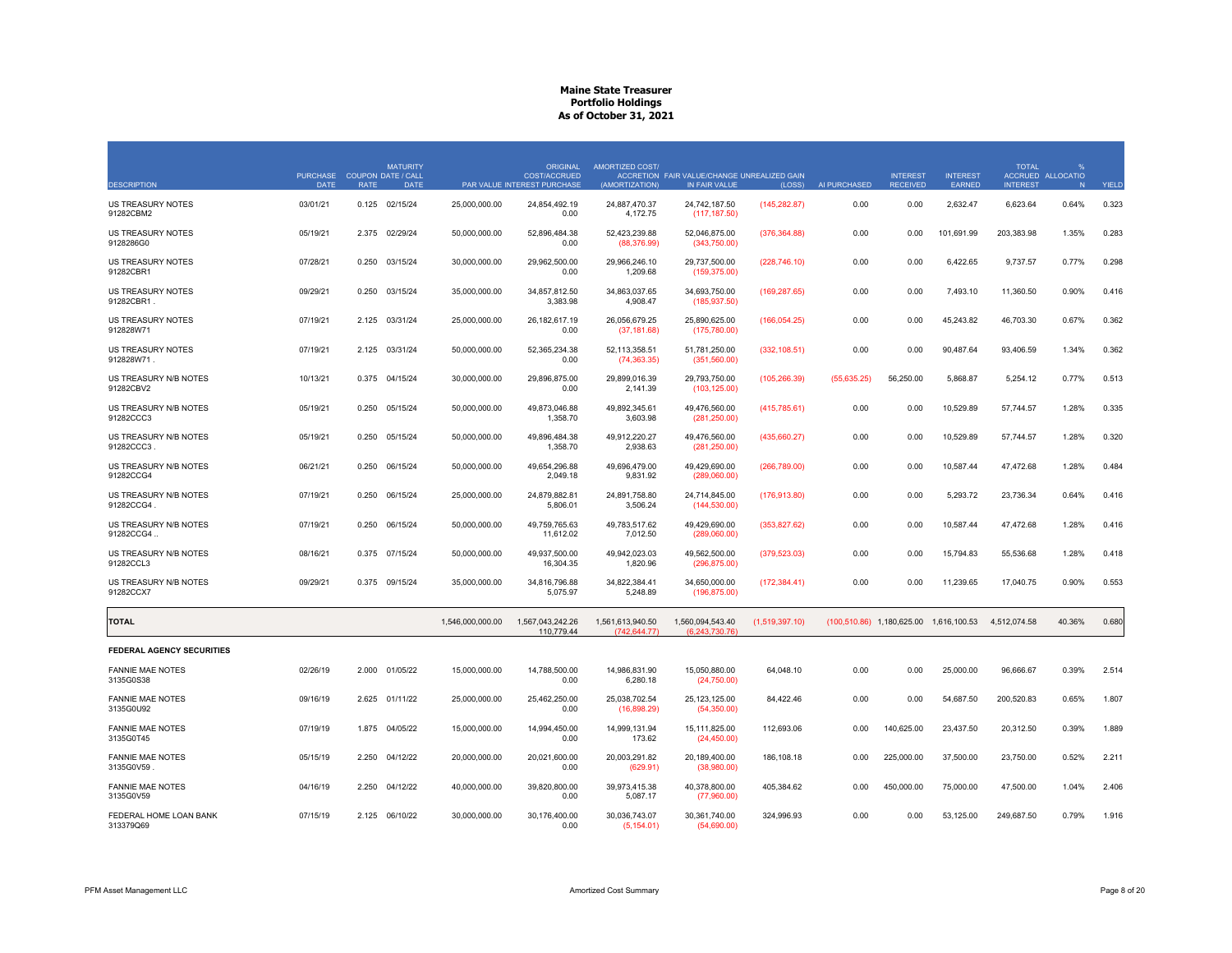# Maine State Treasurer
## Portfolio Holdings
### As of October 31, 2021

| DESCRIPTION | PURCHASE DATE | COUPON RATE | MATURITY DATE / CALL DATE | PAR VALUE | ORIGINAL COST/ACCRUED INTEREST PURCHASE | AMORTIZED COST/ ACCRETION (AMORTIZATION) | FAIR VALUE/CHANGE IN FAIR VALUE | UNREALIZED GAIN (LOSS) | AI PURCHASED | INTEREST RECEIVED | INTEREST EARNED | TOTAL ACCRUED INTEREST | % ALLOCATION | YIELD |
|---|---|---|---|---|---|---|---|---|---|---|---|---|---|---|
| US TREASURY NOTES 91282CBM2 | 03/01/21 | 0.125 | 02/15/24 | 25,000,000.00 | 24,854,492.19 0.00 | 24,887,470.37 4,172.75 | 24,742,187.50 (117,187.50) | (145,282.87) | 0.00 | 0.00 | 2,632.47 | 6,623.64 | 0.64% | 0.323 |
| US TREASURY NOTES 9128286G0 | 05/19/21 | 2.375 | 02/29/24 | 50,000,000.00 | 52,896,484.38 0.00 | 52,423,239.88 (88,376.99) | 52,046,875.00 (343,750.00) | (376,364.88) | 0.00 | 0.00 | 101,691.99 | 203,383.98 | 1.35% | 0.283 |
| US TREASURY NOTES 91282CBR1 | 07/28/21 | 0.250 | 03/15/24 | 30,000,000.00 | 29,962,500.00 0.00 | 29,966,246.10 1,209.68 | 29,737,500.00 (159,375.00) | (228,746.10) | 0.00 | 0.00 | 6,422.65 | 9,737.57 | 0.77% | 0.298 |
| US TREASURY NOTES 91282CBR1 . | 09/29/21 | 0.250 | 03/15/24 | 35,000,000.00 | 34,857,812.50 3,383.98 | 34,863,037.65 4,908.47 | 34,693,750.00 (185,937.50) | (169,287.65) | 0.00 | 0.00 | 7,493.10 | 11,360.50 | 0.90% | 0.416 |
| US TREASURY NOTES 912828W71 | 07/19/21 | 2.125 | 03/31/24 | 25,000,000.00 | 26,182,617.19 0.00 | 26,056,679.25 (37,181.68) | 25,890,625.00 (175,780.00) | (166,054.25) | 0.00 | 0.00 | 45,243.82 | 46,703.30 | 0.67% | 0.362 |
| US TREASURY NOTES 912828W71 . | 07/19/21 | 2.125 | 03/31/24 | 50,000,000.00 | 52,365,234.38 0.00 | 52,113,358.51 (74,363.35) | 51,781,250.00 (351,560.00) | (332,108.51) | 0.00 | 0.00 | 90,487.64 | 93,406.59 | 1.34% | 0.362 |
| US TREASURY N/B NOTES 91282CBV2 | 10/13/21 | 0.375 | 04/15/24 | 30,000,000.00 | 29,896,875.00 0.00 | 29,899,016.39 2,141.39 | 29,793,750.00 (103,125.00) | (105,266.39) | (55,635.25) | 56,250.00 | 5,868.87 | 5,254.12 | 0.77% | 0.513 |
| US TREASURY N/B NOTES 91282CCC3 | 05/19/21 | 0.250 | 05/15/24 | 50,000,000.00 | 49,873,046.88 1,358.70 | 49,892,345.61 3,603.98 | 49,476,560.00 (281,250.00) | (415,785.61) | 0.00 | 0.00 | 10,529.89 | 57,744.57 | 1.28% | 0.335 |
| US TREASURY N/B NOTES 91282CCC3 . | 05/19/21 | 0.250 | 05/15/24 | 50,000,000.00 | 49,896,484.38 1,358.70 | 49,912,220.27 2,938.63 | 49,476,560.00 (281,250.00) | (435,660.27) | 0.00 | 0.00 | 10,529.89 | 57,744.57 | 1.28% | 0.320 |
| US TREASURY N/B NOTES 91282CCG4 | 06/21/21 | 0.250 | 06/15/24 | 50,000,000.00 | 49,654,296.88 2,049.18 | 49,696,479.00 9,831.92 | 49,429,690.00 (289,060.00) | (266,789.00) | 0.00 | 0.00 | 10,587.44 | 47,472.68 | 1.28% | 0.484 |
| US TREASURY N/B NOTES 91282CCG4 . | 07/19/21 | 0.250 | 06/15/24 | 25,000,000.00 | 24,879,882.81 5,806.01 | 24,891,758.80 3,506.24 | 24,714,845.00 (144,530.00) | (176,913.80) | 0.00 | 0.00 | 5,293.72 | 23,736.34 | 0.64% | 0.416 |
| US TREASURY N/B NOTES 91282CCG4 .. | 07/19/21 | 0.250 | 06/15/24 | 50,000,000.00 | 49,759,765.63 11,612.02 | 49,783,517.62 7,012.50 | 49,429,690.00 (289,060.00) | (353,827.62) | 0.00 | 0.00 | 10,587.44 | 47,472.68 | 1.28% | 0.416 |
| US TREASURY N/B NOTES 91282CCL3 | 08/16/21 | 0.375 | 07/15/24 | 50,000,000.00 | 49,937,500.00 16,304.35 | 49,942,023.03 1,820.96 | 49,562,500.00 (296,875.00) | (379,523.03) | 0.00 | 0.00 | 15,794.83 | 55,536.68 | 1.28% | 0.418 |
| US TREASURY N/B NOTES 91282CCX7 | 09/29/21 | 0.375 | 09/15/24 | 35,000,000.00 | 34,816,796.88 5,075.97 | 34,822,384.41 5,248.89 | 34,650,000.00 (196,875.00) | (172,384.41) | 0.00 | 0.00 | 11,239.65 | 17,040.75 | 0.90% | 0.553 |
| **TOTAL** | | | | 1,546,000,000.00 | 1,567,043,242.26 110,779.44 | 1,561,613,940.50 (742,644.77) | 1,560,094,543.40 (6,243,730.76) | (1,519,397.10) | (100,510.86) | 1,180,625.00 | 1,616,100.53 | 4,512,074.58 | 40.36% | 0.680 |
| **FEDERAL AGENCY SECURITIES** | | | | | | | | | | | | | | |
| FANNIE MAE NOTES 3135G0S38 | 02/26/19 | 2.000 | 01/05/22 | 15,000,000.00 | 14,788,500.00 0.00 | 14,986,831.90 6,280.18 | 15,050,880.00 (24,750.00) | 64,048.10 | 0.00 | 0.00 | 25,000.00 | 96,666.67 | 0.39% | 2.514 |
| FANNIE MAE NOTES 3135G0U92 | 09/16/19 | 2.625 | 01/11/22 | 25,000,000.00 | 25,462,250.00 0.00 | 25,038,702.54 (16,898.29) | 25,123,125.00 (54,350.00) | 84,422.46 | 0.00 | 0.00 | 54,687.50 | 200,520.83 | 0.65% | 1.807 |
| FANNIE MAE NOTES 3135G0T45 | 07/19/19 | 1.875 | 04/05/22 | 15,000,000.00 | 14,994,450.00 0.00 | 14,999,131.94 173.62 | 15,111,825.00 (24,450.00) | 112,693.06 | 0.00 | 140,625.00 | 23,437.50 | 20,312.50 | 0.39% | 1.889 |
| FANNIE MAE NOTES 3135G0V59 . | 05/15/19 | 2.250 | 04/12/22 | 20,000,000.00 | 20,021,600.00 0.00 | 20,003,291.82 (629.91) | 20,189,400.00 (38,980.00) | 186,108.18 | 0.00 | 225,000.00 | 37,500.00 | 23,750.00 | 0.52% | 2.211 |
| FANNIE MAE NOTES 3135G0V59 | 04/16/19 | 2.250 | 04/12/22 | 40,000,000.00 | 39,820,800.00 0.00 | 39,973,415.38 5,087.17 | 40,378,800.00 (77,960.00) | 405,384.62 | 0.00 | 450,000.00 | 75,000.00 | 47,500.00 | 1.04% | 2.406 |
| FEDERAL HOME LOAN BANK 313379Q69 | 07/15/19 | 2.125 | 06/10/22 | 30,000,000.00 | 30,176,400.00 0.00 | 30,036,743.07 (5,154.01) | 30,361,740.00 (54,690.00) | 324,996.93 | 0.00 | 0.00 | 53,125.00 | 249,687.50 | 0.79% | 1.916 |

PFM Asset Management LLC — Amortized Cost Summary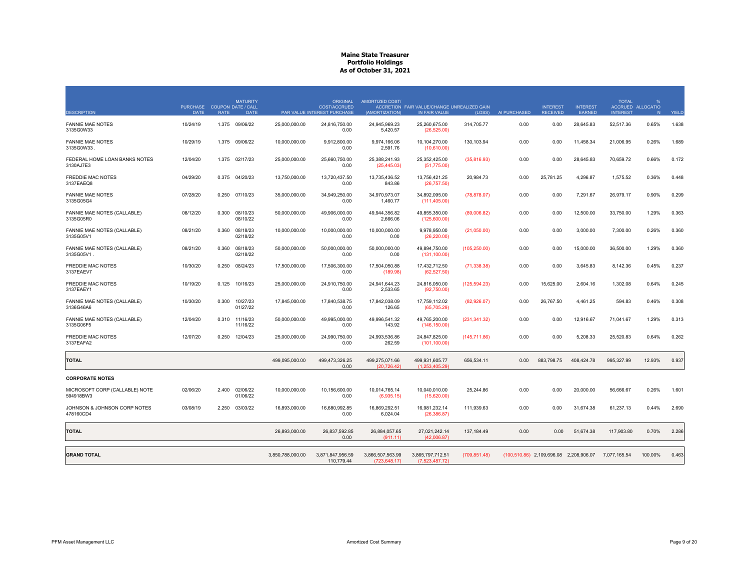# Maine State Treasurer
## Portfolio Holdings
### As of October 31, 2021

| DESCRIPTION | PURCHASE DATE | COUPON RATE | MATURITY DATE / CALL DATE | PAR VALUE | ORIGINAL COST/ACCRUED INTEREST PURCHASE | AMORTIZED COST/ ACCRETION (AMORTIZATION) | FAIR VALUE/CHANGE IN FAIR VALUE | UNREALIZED GAIN (LOSS) | AI PURCHASED | INTEREST RECEIVED | INTEREST EARNED | TOTAL ACCRUED INTEREST | % ALLOCATION | YIELD |
|---|---|---|---|---|---|---|---|---|---|---|---|---|---|---|
| FANNIE MAE NOTES 3135G0W33 | 10/24/19 | 1.375 | 09/06/22 | 25,000,000.00 | 24,816,750.00 0.00 | 24,945,969.23 5,420.57 | 25,260,675.00 (26,525.00) | 314,705.77 | 0.00 | 0.00 | 28,645.83 | 52,517.36 | 0.65% | 1.638 |
| FANNIE MAE NOTES 3135G0W33 . | 10/29/19 | 1.375 | 09/06/22 | 10,000,000.00 | 9,912,800.00 0.00 | 9,974,166.06 2,591.76 | 10,104,270.00 (10,610.00) | 130,103.94 | 0.00 | 0.00 | 11,458.34 | 21,006.95 | 0.26% | 1.689 |
| FEDERAL HOME LOAN BANKS NOTES 3130AJ7E3 | 12/04/20 | 1.375 | 02/17/23 | 25,000,000.00 | 25,660,750.00 0.00 | 25,388,241.93 (25,445.03) | 25,352,425.00 (51,775.00) | (35,816.93) | 0.00 | 0.00 | 28,645.83 | 70,659.72 | 0.66% | 0.172 |
| FREDDIE MAC NOTES 3137EAEQ8 | 04/29/20 | 0.375 | 04/20/23 | 13,750,000.00 | 13,720,437.50 0.00 | 13,735,436.52 843.86 | 13,756,421.25 (26,757.50) | 20,984.73 | 0.00 | 25,781.25 | 4,296.87 | 1,575.52 | 0.36% | 0.448 |
| FANNIE MAE NOTES 3135G05G4 | 07/28/20 | 0.250 | 07/10/23 | 35,000,000.00 | 34,949,250.00 0.00 | 34,970,973.07 1,460.77 | 34,892,095.00 (111,405.00) | (78,878.07) | 0.00 | 0.00 | 7,291.67 | 26,979.17 | 0.90% | 0.299 |
| FANNIE MAE NOTES (CALLABLE) 3135G05R0 | 08/12/20 | 0.300 | 08/10/23 08/10/22 | 50,000,000.00 | 49,906,000.00 0.00 | 49,944,356.82 2,666.06 | 49,855,350.00 (125,600.00) | (89,006.82) | 0.00 | 0.00 | 12,500.00 | 33,750.00 | 1.29% | 0.363 |
| FANNIE MAE NOTES (CALLABLE) 3135G05V1 | 08/21/20 | 0.360 | 08/18/23 02/18/22 | 10,000,000.00 | 10,000,000.00 0.00 | 10,000,000.00 0.00 | 9,978,950.00 (26,220.00) | (21,050.00) | 0.00 | 0.00 | 3,000.00 | 7,300.00 | 0.26% | 0.360 |
| FANNIE MAE NOTES (CALLABLE) 3135G05V1 . | 08/21/20 | 0.360 | 08/18/23 02/18/22 | 50,000,000.00 | 50,000,000.00 0.00 | 50,000,000.00 0.00 | 49,894,750.00 (131,100.00) | (105,250.00) | 0.00 | 0.00 | 15,000.00 | 36,500.00 | 1.29% | 0.360 |
| FREDDIE MAC NOTES 3137EAEV7 | 10/30/20 | 0.250 | 08/24/23 | 17,500,000.00 | 17,506,300.00 0.00 | 17,504,050.88 (189.98) | 17,432,712.50 (62,527.50) | (71,338.38) | 0.00 | 0.00 | 3,645.83 | 8,142.36 | 0.45% | 0.237 |
| FREDDIE MAC NOTES 3137EAEY1 | 10/19/20 | 0.125 | 10/16/23 | 25,000,000.00 | 24,910,750.00 0.00 | 24,941,644.23 2,533.65 | 24,816,050.00 (92,750.00) | (125,594.23) | 0.00 | 15,625.00 | 2,604.16 | 1,302.08 | 0.64% | 0.245 |
| FANNIE MAE NOTES (CALLABLE) 3136G46A6 | 10/30/20 | 0.300 | 10/27/23 01/27/22 | 17,845,000.00 | 17,840,538.75 0.00 | 17,842,038.09 126.65 | 17,759,112.02 (65,705.29) | (82,926.07) | 0.00 | 26,767.50 | 4,461.25 | 594.83 | 0.46% | 0.308 |
| FANNIE MAE NOTES (CALLABLE) 3135G06F5 | 12/04/20 | 0.310 | 11/16/23 11/16/22 | 50,000,000.00 | 49,995,000.00 0.00 | 49,996,541.32 143.92 | 49,765,200.00 (146,150.00) | (231,341.32) | 0.00 | 0.00 | 12,916.67 | 71,041.67 | 1.29% | 0.313 |
| FREDDIE MAC NOTES 3137EAFA2 | 12/07/20 | 0.250 | 12/04/23 | 25,000,000.00 | 24,990,750.00 0.00 | 24,993,536.86 262.59 | 24,847,825.00 (101,100.00) | (145,711.86) | 0.00 | 0.00 | 5,208.33 | 25,520.83 | 0.64% | 0.262 |
| **TOTAL** | | | | 499,095,000.00 | 499,473,326.25 0.00 | 499,275,071.66 (20,726.42) | 499,931,605.77 (1,253,405.29) | 656,534.11 | 0.00 | 883,798.75 | 408,424.78 | 995,327.99 | 12.93% | 0.937 |
| **CORPORATE NOTES** | | | | | | | | | | | | | | |
| MICROSOFT CORP (CALLABLE) NOTE 594918BW3 | 02/06/20 | 2.400 | 02/06/22 01/06/22 | 10,000,000.00 | 10,156,600.00 0.00 | 10,014,765.14 (6,935.15) | 10,040,010.00 (15,620.00) | 25,244.86 | 0.00 | 0.00 | 20,000.00 | 56,666.67 | 0.26% | 1.601 |
| JOHNSON & JOHNSON CORP NOTES 478160CD4 | 03/08/19 | 2.250 | 03/03/22 | 16,893,000.00 | 16,680,992.85 0.00 | 16,869,292.51 6,024.04 | 16,981,232.14 (26,386.87) | 111,939.63 | 0.00 | 0.00 | 31,674.38 | 61,237.13 | 0.44% | 2.690 |
| **TOTAL** | | | | 26,893,000.00 | 26,837,592.85 0.00 | 26,884,057.65 (911.11) | 27,021,242.14 (42,006.87) | 137,184.49 | 0.00 | 0.00 | 51,674.38 | 117,903.80 | 0.70% | 2.286 |
| **GRAND TOTAL** | | | | 3,850,788,000.00 | 3,871,847,956.59 110,779.44 | 3,866,507,563.99 (723,648.17) | 3,865,797,712.51 (7,523,487.72) | (709,851.48) | (100,510.86) | 2,109,696.08 | 2,208,906.07 | 7,077,165.54 | 100.00% | 0.463 |

PFM Asset Management LLC

Amortized Cost Summary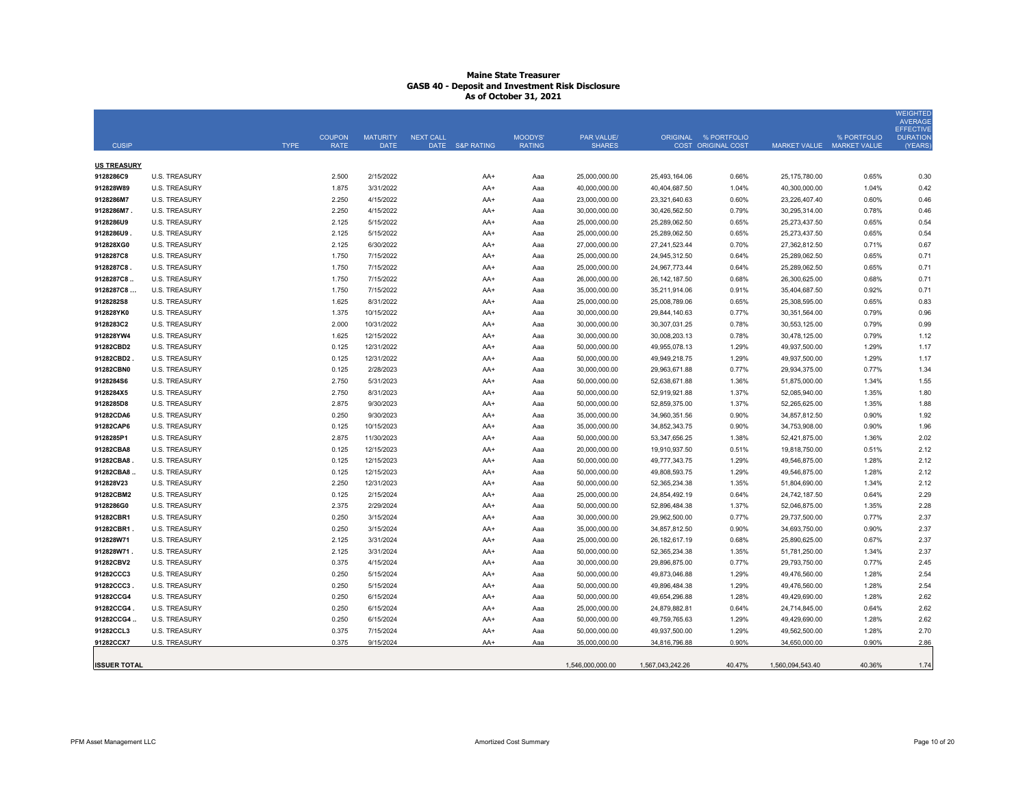# Maine State Treasurer
## GASB 40 - Deposit and Investment Risk Disclosure
### As of October 31, 2021

| CUSIP | | TYPE | COUPON RATE | MATURITY DATE | NEXT CALL DATE | S&P RATING | MOODYS' RATING | PAR VALUE/ SHARES | ORIGINAL COST | % PORTFOLIO ORIGINAL COST | MARKET VALUE | % PORTFOLIO MARKET VALUE | WEIGHTED AVERAGE EFFECTIVE DURATION (YEARS) |
|---|---|---|---|---|---|---|---|---|---|---|---|---|---|
| **US TREASURY** | | | | | | | | | | | | | |
| 9128286C9 | U.S. TREASURY | | 2.500 | 2/15/2022 | | AA+ | Aaa | 25,000,000.00 | 25,493,164.06 | 0.66% | 25,175,780.00 | 0.65% | 0.30 |
| 912828W89 | U.S. TREASURY | | 1.875 | 3/31/2022 | | AA+ | Aaa | 40,000,000.00 | 40,404,687.50 | 1.04% | 40,300,000.00 | 1.04% | 0.42 |
| 9128286M7 | U.S. TREASURY | | 2.250 | 4/15/2022 | | AA+ | Aaa | 23,000,000.00 | 23,321,640.63 | 0.60% | 23,226,407.40 | 0.60% | 0.46 |
| 9128286M7 . | U.S. TREASURY | | 2.250 | 4/15/2022 | | AA+ | Aaa | 30,000,000.00 | 30,426,562.50 | 0.79% | 30,295,314.00 | 0.78% | 0.46 |
| 9128286U9 | U.S. TREASURY | | 2.125 | 5/15/2022 | | AA+ | Aaa | 25,000,000.00 | 25,289,062.50 | 0.65% | 25,273,437.50 | 0.65% | 0.54 |
| 9128286U9 . | U.S. TREASURY | | 2.125 | 5/15/2022 | | AA+ | Aaa | 25,000,000.00 | 25,289,062.50 | 0.65% | 25,273,437.50 | 0.65% | 0.54 |
| 912828XG0 | U.S. TREASURY | | 2.125 | 6/30/2022 | | AA+ | Aaa | 27,000,000.00 | 27,241,523.44 | 0.70% | 27,362,812.50 | 0.71% | 0.67 |
| 9128287C8 | U.S. TREASURY | | 1.750 | 7/15/2022 | | AA+ | Aaa | 25,000,000.00 | 24,945,312.50 | 0.64% | 25,289,062.50 | 0.65% | 0.71 |
| 9128287C8 . | U.S. TREASURY | | 1.750 | 7/15/2022 | | AA+ | Aaa | 25,000,000.00 | 24,967,773.44 | 0.64% | 25,289,062.50 | 0.65% | 0.71 |
| 9128287C8 .. | U.S. TREASURY | | 1.750 | 7/15/2022 | | AA+ | Aaa | 26,000,000.00 | 26,142,187.50 | 0.68% | 26,300,625.00 | 0.68% | 0.71 |
| 9128287C8 ... | U.S. TREASURY | | 1.750 | 7/15/2022 | | AA+ | Aaa | 35,000,000.00 | 35,211,914.06 | 0.91% | 35,404,687.50 | 0.92% | 0.71 |
| 9128282S8 | U.S. TREASURY | | 1.625 | 8/31/2022 | | AA+ | Aaa | 25,000,000.00 | 25,008,789.06 | 0.65% | 25,308,595.00 | 0.65% | 0.83 |
| 912828YK0 | U.S. TREASURY | | 1.375 | 10/15/2022 | | AA+ | Aaa | 30,000,000.00 | 29,844,140.63 | 0.77% | 30,351,564.00 | 0.79% | 0.96 |
| 9128283C2 | U.S. TREASURY | | 2.000 | 10/31/2022 | | AA+ | Aaa | 30,000,000.00 | 30,307,031.25 | 0.78% | 30,553,125.00 | 0.79% | 0.99 |
| 912828YW4 | U.S. TREASURY | | 1.625 | 12/15/2022 | | AA+ | Aaa | 30,000,000.00 | 30,008,203.13 | 0.78% | 30,478,125.00 | 0.79% | 1.12 |
| 91282CBD2 | U.S. TREASURY | | 0.125 | 12/31/2022 | | AA+ | Aaa | 50,000,000.00 | 49,955,078.13 | 1.29% | 49,937,500.00 | 1.29% | 1.17 |
| 91282CBD2 . | U.S. TREASURY | | 0.125 | 12/31/2022 | | AA+ | Aaa | 50,000,000.00 | 49,949,218.75 | 1.29% | 49,937,500.00 | 1.29% | 1.17 |
| 91282CBN0 | U.S. TREASURY | | 0.125 | 2/28/2023 | | AA+ | Aaa | 30,000,000.00 | 29,963,671.88 | 0.77% | 29,934,375.00 | 0.77% | 1.34 |
| 9128284S6 | U.S. TREASURY | | 2.750 | 5/31/2023 | | AA+ | Aaa | 50,000,000.00 | 52,638,671.88 | 1.36% | 51,875,000.00 | 1.34% | 1.55 |
| 9128284X5 | U.S. TREASURY | | 2.750 | 8/31/2023 | | AA+ | Aaa | 50,000,000.00 | 52,919,921.88 | 1.37% | 52,085,940.00 | 1.35% | 1.80 |
| 9128285D8 | U.S. TREASURY | | 2.875 | 9/30/2023 | | AA+ | Aaa | 50,000,000.00 | 52,859,375.00 | 1.37% | 52,265,625.00 | 1.35% | 1.88 |
| 91282CDA6 | U.S. TREASURY | | 0.250 | 9/30/2023 | | AA+ | Aaa | 35,000,000.00 | 34,960,351.56 | 0.90% | 34,857,812.50 | 0.90% | 1.92 |
| 91282CAP6 | U.S. TREASURY | | 0.125 | 10/15/2023 | | AA+ | Aaa | 35,000,000.00 | 34,852,343.75 | 0.90% | 34,753,908.00 | 0.90% | 1.96 |
| 9128285P1 | U.S. TREASURY | | 2.875 | 11/30/2023 | | AA+ | Aaa | 50,000,000.00 | 53,347,656.25 | 1.38% | 52,421,875.00 | 1.36% | 2.02 |
| 91282CBA8 | U.S. TREASURY | | 0.125 | 12/15/2023 | | AA+ | Aaa | 20,000,000.00 | 19,910,937.50 | 0.51% | 19,818,750.00 | 0.51% | 2.12 |
| 91282CBA8 . | U.S. TREASURY | | 0.125 | 12/15/2023 | | AA+ | Aaa | 50,000,000.00 | 49,777,343.75 | 1.29% | 49,546,875.00 | 1.28% | 2.12 |
| 91282CBA8 .. | U.S. TREASURY | | 0.125 | 12/15/2023 | | AA+ | Aaa | 50,000,000.00 | 49,808,593.75 | 1.29% | 49,546,875.00 | 1.28% | 2.12 |
| 912828V23 | U.S. TREASURY | | 2.250 | 12/31/2023 | | AA+ | Aaa | 50,000,000.00 | 52,365,234.38 | 1.35% | 51,804,690.00 | 1.34% | 2.12 |
| 91282CBM2 | U.S. TREASURY | | 0.125 | 2/15/2024 | | AA+ | Aaa | 25,000,000.00 | 24,854,492.19 | 0.64% | 24,742,187.50 | 0.64% | 2.29 |
| 9128286G0 | U.S. TREASURY | | 2.375 | 2/29/2024 | | AA+ | Aaa | 50,000,000.00 | 52,896,484.38 | 1.37% | 52,046,875.00 | 1.35% | 2.28 |
| 91282CBR1 | U.S. TREASURY | | 0.250 | 3/15/2024 | | AA+ | Aaa | 30,000,000.00 | 29,962,500.00 | 0.77% | 29,737,500.00 | 0.77% | 2.37 |
| 91282CBR1 . | U.S. TREASURY | | 0.250 | 3/15/2024 | | AA+ | Aaa | 35,000,000.00 | 34,857,812.50 | 0.90% | 34,693,750.00 | 0.90% | 2.37 |
| 912828W71 | U.S. TREASURY | | 2.125 | 3/31/2024 | | AA+ | Aaa | 25,000,000.00 | 26,182,617.19 | 0.68% | 25,890,625.00 | 0.67% | 2.37 |
| 912828W71 . | U.S. TREASURY | | 2.125 | 3/31/2024 | | AA+ | Aaa | 50,000,000.00 | 52,365,234.38 | 1.35% | 51,781,250.00 | 1.34% | 2.37 |
| 91282CBV2 | U.S. TREASURY | | 0.375 | 4/15/2024 | | AA+ | Aaa | 30,000,000.00 | 29,896,875.00 | 0.77% | 29,793,750.00 | 0.77% | 2.45 |
| 91282CCC3 | U.S. TREASURY | | 0.250 | 5/15/2024 | | AA+ | Aaa | 50,000,000.00 | 49,873,046.88 | 1.29% | 49,476,560.00 | 1.28% | 2.54 |
| 91282CCC3 . | U.S. TREASURY | | 0.250 | 5/15/2024 | | AA+ | Aaa | 50,000,000.00 | 49,896,484.38 | 1.29% | 49,476,560.00 | 1.28% | 2.54 |
| 91282CCG4 | U.S. TREASURY | | 0.250 | 6/15/2024 | | AA+ | Aaa | 50,000,000.00 | 49,654,296.88 | 1.28% | 49,429,690.00 | 1.28% | 2.62 |
| 91282CCG4 . | U.S. TREASURY | | 0.250 | 6/15/2024 | | AA+ | Aaa | 25,000,000.00 | 24,879,882.81 | 0.64% | 24,714,845.00 | 0.64% | 2.62 |
| 91282CCG4 .. | U.S. TREASURY | | 0.250 | 6/15/2024 | | AA+ | Aaa | 50,000,000.00 | 49,759,765.63 | 1.29% | 49,429,690.00 | 1.28% | 2.62 |
| 91282CCL3 | U.S. TREASURY | | 0.375 | 7/15/2024 | | AA+ | Aaa | 50,000,000.00 | 49,937,500.00 | 1.29% | 49,562,500.00 | 1.28% | 2.70 |
| 91282CCX7 | U.S. TREASURY | | 0.375 | 9/15/2024 | | AA+ | Aaa | 35,000,000.00 | 34,816,796.88 | 0.90% | 34,650,000.00 | 0.90% | 2.86 |
| **ISSUER TOTAL** | | | | | | | | 1,546,000,000.00 | 1,567,043,242.26 | 40.47% | 1,560,094,543.40 | 40.36% | 1.74 |

PFM Asset Management LLC — Amortized Cost Summary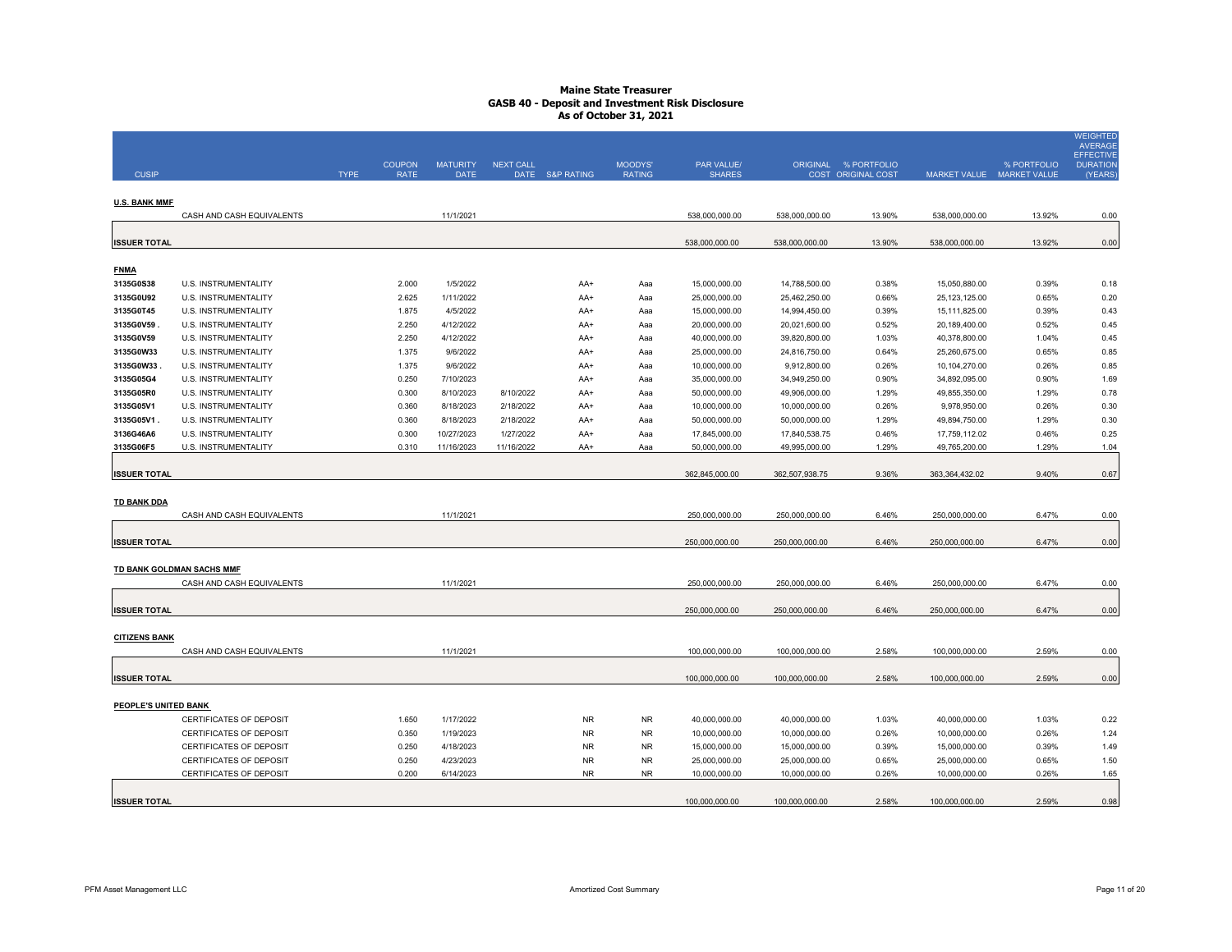# Maine State Treasurer
## GASB 40 - Deposit and Investment Risk Disclosure
### As of October 31, 2021

| CUSIP | | TYPE | COUPON RATE | MATURITY DATE | NEXT CALL DATE | S&P RATING | MOODYS' RATING | PAR VALUE/ SHARES | ORIGINAL COST | % PORTFOLIO ORIGINAL COST | MARKET VALUE | % PORTFOLIO MARKET VALUE | WEIGHTED AVERAGE EFFECTIVE DURATION (YEARS) |
|---|---|---|---|---|---|---|---|---|---|---|---|---|---|
| **U.S. BANK MMF** | | | | | | | | | | | | | |
| | CASH AND CASH EQUIVALENTS | | | 11/1/2021 | | | | 538,000,000.00 | 538,000,000.00 | 13.90% | 538,000,000.00 | 13.92% | 0.00 |
| **ISSUER TOTAL** | | | | | | | | 538,000,000.00 | 538,000,000.00 | 13.90% | 538,000,000.00 | 13.92% | 0.00 |
| **FNMA** | | | | | | | | | | | | | |
| 3135G0S38 | U.S. INSTRUMENTALITY | | 2.000 | 1/5/2022 | | AA+ | Aaa | 15,000,000.00 | 14,788,500.00 | 0.38% | 15,050,880.00 | 0.39% | 0.18 |
| 3135G0U92 | U.S. INSTRUMENTALITY | | 2.625 | 1/11/2022 | | AA+ | Aaa | 25,000,000.00 | 25,462,250.00 | 0.66% | 25,123,125.00 | 0.65% | 0.20 |
| 3135G0T45 | U.S. INSTRUMENTALITY | | 1.875 | 4/5/2022 | | AA+ | Aaa | 15,000,000.00 | 14,994,450.00 | 0.39% | 15,111,825.00 | 0.39% | 0.43 |
| 3135G0V59 . | U.S. INSTRUMENTALITY | | 2.250 | 4/12/2022 | | AA+ | Aaa | 20,000,000.00 | 20,021,600.00 | 0.52% | 20,189,400.00 | 0.52% | 0.45 |
| 3135G0V59 | U.S. INSTRUMENTALITY | | 2.250 | 4/12/2022 | | AA+ | Aaa | 40,000,000.00 | 39,820,800.00 | 1.03% | 40,378,800.00 | 1.04% | 0.45 |
| 3135G0W33 | U.S. INSTRUMENTALITY | | 1.375 | 9/6/2022 | | AA+ | Aaa | 25,000,000.00 | 24,816,750.00 | 0.64% | 25,260,675.00 | 0.65% | 0.85 |
| 3135G0W33 . | U.S. INSTRUMENTALITY | | 1.375 | 9/6/2022 | | AA+ | Aaa | 10,000,000.00 | 9,912,800.00 | 0.26% | 10,104,270.00 | 0.26% | 0.85 |
| 3135G05G4 | U.S. INSTRUMENTALITY | | 0.250 | 7/10/2023 | | AA+ | Aaa | 35,000,000.00 | 34,949,250.00 | 0.90% | 34,892,095.00 | 0.90% | 1.69 |
| 3135G05R0 | U.S. INSTRUMENTALITY | | 0.300 | 8/10/2023 | 8/10/2022 | AA+ | Aaa | 50,000,000.00 | 49,906,000.00 | 1.29% | 49,855,350.00 | 1.29% | 0.78 |
| 3135G05V1 | U.S. INSTRUMENTALITY | | 0.360 | 8/18/2023 | 2/18/2022 | AA+ | Aaa | 10,000,000.00 | 10,000,000.00 | 0.26% | 9,978,950.00 | 0.26% | 0.30 |
| 3135G05V1 . | U.S. INSTRUMENTALITY | | 0.360 | 8/18/2023 | 2/18/2022 | AA+ | Aaa | 50,000,000.00 | 50,000,000.00 | 1.29% | 49,894,750.00 | 1.29% | 0.30 |
| 3136G46A6 | U.S. INSTRUMENTALITY | | 0.300 | 10/27/2023 | 1/27/2022 | AA+ | Aaa | 17,845,000.00 | 17,840,538.75 | 0.46% | 17,759,112.02 | 0.46% | 0.25 |
| 3135G06F5 | U.S. INSTRUMENTALITY | | 0.310 | 11/16/2023 | 11/16/2022 | AA+ | Aaa | 50,000,000.00 | 49,995,000.00 | 1.29% | 49,765,200.00 | 1.29% | 1.04 |
| **ISSUER TOTAL** | | | | | | | | 362,845,000.00 | 362,507,938.75 | 9.36% | 363,364,432.02 | 9.40% | 0.67 |
| **TD BANK DDA** | | | | | | | | | | | | | |
| | CASH AND CASH EQUIVALENTS | | | 11/1/2021 | | | | 250,000,000.00 | 250,000,000.00 | 6.46% | 250,000,000.00 | 6.47% | 0.00 |
| **ISSUER TOTAL** | | | | | | | | 250,000,000.00 | 250,000,000.00 | 6.46% | 250,000,000.00 | 6.47% | 0.00 |
| **TD BANK GOLDMAN SACHS MMF** | | | | | | | | | | | | | |
| | CASH AND CASH EQUIVALENTS | | | 11/1/2021 | | | | 250,000,000.00 | 250,000,000.00 | 6.46% | 250,000,000.00 | 6.47% | 0.00 |
| **ISSUER TOTAL** | | | | | | | | 250,000,000.00 | 250,000,000.00 | 6.46% | 250,000,000.00 | 6.47% | 0.00 |
| **CITIZENS BANK** | | | | | | | | | | | | | |
| | CASH AND CASH EQUIVALENTS | | | 11/1/2021 | | | | 100,000,000.00 | 100,000,000.00 | 2.58% | 100,000,000.00 | 2.59% | 0.00 |
| **ISSUER TOTAL** | | | | | | | | 100,000,000.00 | 100,000,000.00 | 2.58% | 100,000,000.00 | 2.59% | 0.00 |
| **PEOPLE'S UNITED BANK** | | | | | | | | | | | | | |
| | CERTIFICATES OF DEPOSIT | | 1.650 | 1/17/2022 | | NR | NR | 40,000,000.00 | 40,000,000.00 | 1.03% | 40,000,000.00 | 1.03% | 0.22 |
| | CERTIFICATES OF DEPOSIT | | 0.350 | 1/19/2023 | | NR | NR | 10,000,000.00 | 10,000,000.00 | 0.26% | 10,000,000.00 | 0.26% | 1.24 |
| | CERTIFICATES OF DEPOSIT | | 0.250 | 4/18/2023 | | NR | NR | 15,000,000.00 | 15,000,000.00 | 0.39% | 15,000,000.00 | 0.39% | 1.49 |
| | CERTIFICATES OF DEPOSIT | | 0.250 | 4/23/2023 | | NR | NR | 25,000,000.00 | 25,000,000.00 | 0.65% | 25,000,000.00 | 0.65% | 1.50 |
| | CERTIFICATES OF DEPOSIT | | 0.200 | 6/14/2023 | | NR | NR | 10,000,000.00 | 10,000,000.00 | 0.26% | 10,000,000.00 | 0.26% | 1.65 |
| **ISSUER TOTAL** | | | | | | | | 100,000,000.00 | 100,000,000.00 | 2.58% | 100,000,000.00 | 2.59% | 0.98 |

PFM Asset Management LLC — Amortized Cost Summary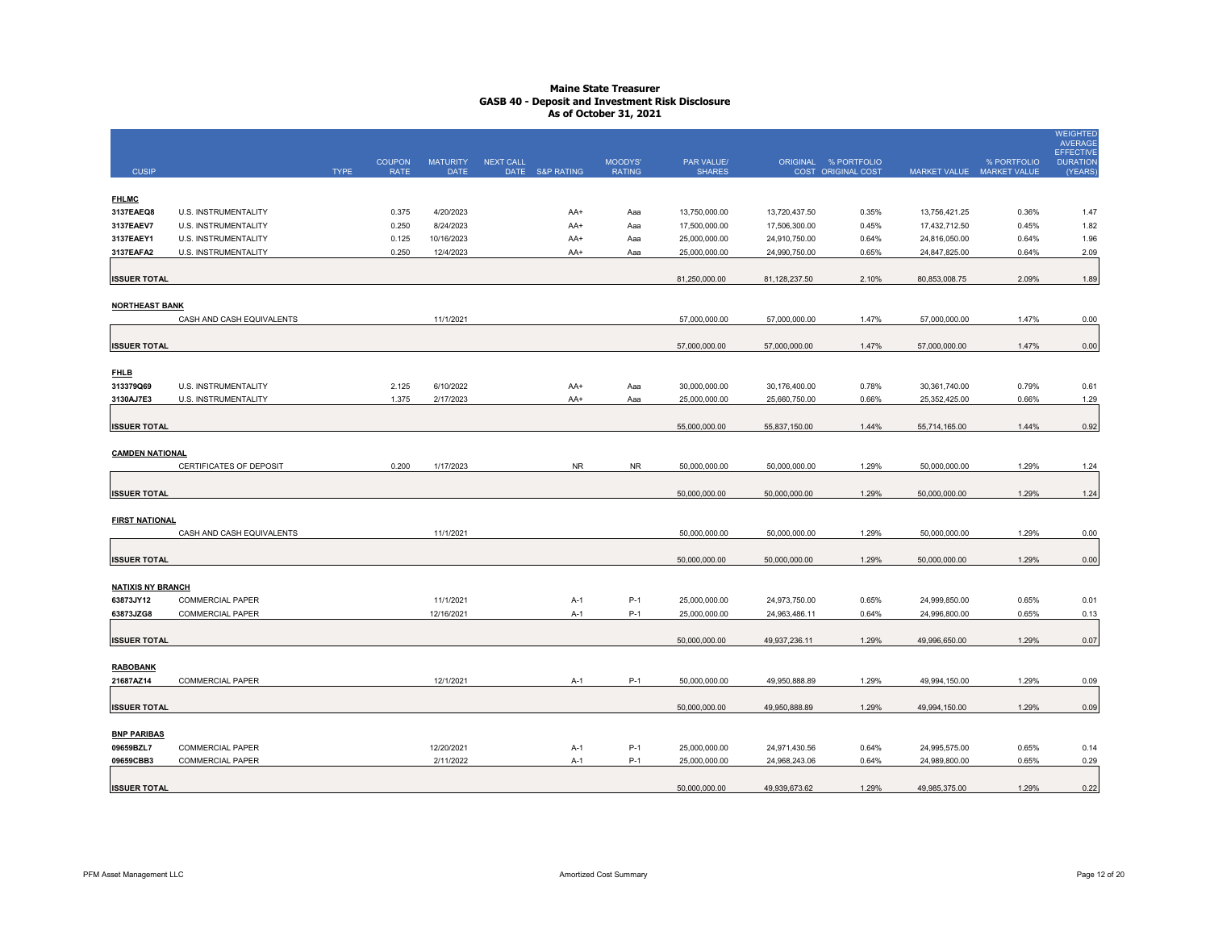# Maine State Treasurer
## GASB 40 - Deposit and Investment Risk Disclosure
### As of October 31, 2021

| CUSIP | | TYPE | COUPON RATE | MATURITY DATE | NEXT CALL DATE | S&P RATING | MOODYS' RATING | PAR VALUE/ SHARES | ORIGINAL COST | % PORTFOLIO ORIGINAL COST | MARKET VALUE | % PORTFOLIO MARKET VALUE | WEIGHTED AVERAGE EFFECTIVE DURATION (YEARS) |
|---|---|---|---|---|---|---|---|---|---|---|---|---|---|
| **FHLMC** | | | | | | | | | | | | | |
| 3137EAEQ8 | U.S. INSTRUMENTALITY | | 0.375 | 4/20/2023 | | AA+ | Aaa | 13,750,000.00 | 13,720,437.50 | 0.35% | 13,756,421.25 | 0.36% | 1.47 |
| 3137EAEV7 | U.S. INSTRUMENTALITY | | 0.250 | 8/24/2023 | | AA+ | Aaa | 17,500,000.00 | 17,506,300.00 | 0.45% | 17,432,712.50 | 0.45% | 1.82 |
| 3137EAEY1 | U.S. INSTRUMENTALITY | | 0.125 | 10/16/2023 | | AA+ | Aaa | 25,000,000.00 | 24,910,750.00 | 0.64% | 24,816,050.00 | 0.64% | 1.96 |
| 3137EAFA2 | U.S. INSTRUMENTALITY | | 0.250 | 12/4/2023 | | AA+ | Aaa | 25,000,000.00 | 24,990,750.00 | 0.65% | 24,847,825.00 | 0.64% | 2.09 |
| **ISSUER TOTAL** | | | | | | | | 81,250,000.00 | 81,128,237.50 | 2.10% | 80,853,008.75 | 2.09% | 1.89 |
| **NORTHEAST BANK** | | | | | | | | | | | | | |
| | CASH AND CASH EQUIVALENTS | | | 11/1/2021 | | | | 57,000,000.00 | 57,000,000.00 | 1.47% | 57,000,000.00 | 1.47% | 0.00 |
| **ISSUER TOTAL** | | | | | | | | 57,000,000.00 | 57,000,000.00 | 1.47% | 57,000,000.00 | 1.47% | 0.00 |
| **FHLB** | | | | | | | | | | | | | |
| 313379Q69 | U.S. INSTRUMENTALITY | | 2.125 | 6/10/2022 | | AA+ | Aaa | 30,000,000.00 | 30,176,400.00 | 0.78% | 30,361,740.00 | 0.79% | 0.61 |
| 3130AJ7E3 | U.S. INSTRUMENTALITY | | 1.375 | 2/17/2023 | | AA+ | Aaa | 25,000,000.00 | 25,660,750.00 | 0.66% | 25,352,425.00 | 0.66% | 1.29 |
| **ISSUER TOTAL** | | | | | | | | 55,000,000.00 | 55,837,150.00 | 1.44% | 55,714,165.00 | 1.44% | 0.92 |
| **CAMDEN NATIONAL** | | | | | | | | | | | | | |
| | CERTIFICATES OF DEPOSIT | | 0.200 | 1/17/2023 | | NR | NR | 50,000,000.00 | 50,000,000.00 | 1.29% | 50,000,000.00 | 1.29% | 1.24 |
| **ISSUER TOTAL** | | | | | | | | 50,000,000.00 | 50,000,000.00 | 1.29% | 50,000,000.00 | 1.29% | 1.24 |
| **FIRST NATIONAL** | | | | | | | | | | | | | |
| | CASH AND CASH EQUIVALENTS | | | 11/1/2021 | | | | 50,000,000.00 | 50,000,000.00 | 1.29% | 50,000,000.00 | 1.29% | 0.00 |
| **ISSUER TOTAL** | | | | | | | | 50,000,000.00 | 50,000,000.00 | 1.29% | 50,000,000.00 | 1.29% | 0.00 |
| **NATIXIS NY BRANCH** | | | | | | | | | | | | | |
| 63873JY12 | COMMERCIAL PAPER | | | 11/1/2021 | | A-1 | P-1 | 25,000,000.00 | 24,973,750.00 | 0.65% | 24,999,850.00 | 0.65% | 0.01 |
| 63873JZG8 | COMMERCIAL PAPER | | | 12/16/2021 | | A-1 | P-1 | 25,000,000.00 | 24,963,486.11 | 0.64% | 24,996,800.00 | 0.65% | 0.13 |
| **ISSUER TOTAL** | | | | | | | | 50,000,000.00 | 49,937,236.11 | 1.29% | 49,996,650.00 | 1.29% | 0.07 |
| **RABOBANK** | | | | | | | | | | | | | |
| 21687AZ14 | COMMERCIAL PAPER | | | 12/1/2021 | | A-1 | P-1 | 50,000,000.00 | 49,950,888.89 | 1.29% | 49,994,150.00 | 1.29% | 0.09 |
| **ISSUER TOTAL** | | | | | | | | 50,000,000.00 | 49,950,888.89 | 1.29% | 49,994,150.00 | 1.29% | 0.09 |
| **BNP PARIBAS** | | | | | | | | | | | | | |
| 09659BZL7 | COMMERCIAL PAPER | | | 12/20/2021 | | A-1 | P-1 | 25,000,000.00 | 24,971,430.56 | 0.64% | 24,995,575.00 | 0.65% | 0.14 |
| 09659CBB3 | COMMERCIAL PAPER | | | 2/11/2022 | | A-1 | P-1 | 25,000,000.00 | 24,968,243.06 | 0.64% | 24,989,800.00 | 0.65% | 0.29 |
| **ISSUER TOTAL** | | | | | | | | 50,000,000.00 | 49,939,673.62 | 1.29% | 49,985,375.00 | 1.29% | 0.22 |

PFM Asset Management LLC — Amortized Cost Summary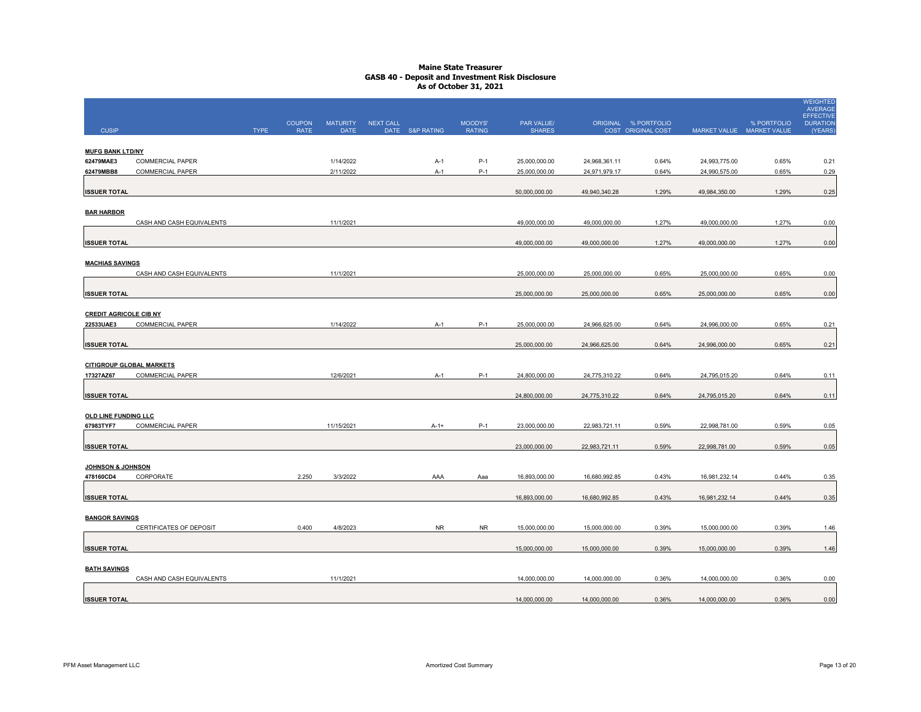# Maine State Treasurer
## GASB 40 - Deposit and Investment Risk Disclosure
### As of October 31, 2021

| CUSIP | TYPE | COUPON RATE | MATURITY DATE | NEXT CALL DATE | S&P RATING | MOODYS' RATING | PAR VALUE/ SHARES | ORIGINAL COST | % PORTFOLIO ORIGINAL COST | MARKET VALUE | % PORTFOLIO MARKET VALUE | WEIGHTED AVERAGE EFFECTIVE DURATION (YEARS) |
|---|---|---|---|---|---|---|---|---|---|---|---|---|
| **MUFG BANK LTD/NY** | | | | | | | | | | | | |
| 62479MAE3 | COMMERCIAL PAPER | | 1/14/2022 | | A-1 | P-1 | 25,000,000.00 | 24,968,361.11 | 0.64% | 24,993,775.00 | 0.65% | 0.21 |
| 62479MBB8 | COMMERCIAL PAPER | | 2/11/2022 | | A-1 | P-1 | 25,000,000.00 | 24,971,979.17 | 0.64% | 24,990,575.00 | 0.65% | 0.29 |
| **ISSUER TOTAL** | | | | | | | 50,000,000.00 | 49,940,340.28 | 1.29% | 49,984,350.00 | 1.29% | 0.25 |
| **BAR HARBOR** | | | | | | | | | | | | |
| | CASH AND CASH EQUIVALENTS | | 11/1/2021 | | | | 49,000,000.00 | 49,000,000.00 | 1.27% | 49,000,000.00 | 1.27% | 0.00 |
| **ISSUER TOTAL** | | | | | | | 49,000,000.00 | 49,000,000.00 | 1.27% | 49,000,000.00 | 1.27% | 0.00 |
| **MACHIAS SAVINGS** | | | | | | | | | | | | |
| | CASH AND CASH EQUIVALENTS | | 11/1/2021 | | | | 25,000,000.00 | 25,000,000.00 | 0.65% | 25,000,000.00 | 0.65% | 0.00 |
| **ISSUER TOTAL** | | | | | | | 25,000,000.00 | 25,000,000.00 | 0.65% | 25,000,000.00 | 0.65% | 0.00 |
| **CREDIT AGRICOLE CIB NY** | | | | | | | | | | | | |
| 22533UAE3 | COMMERCIAL PAPER | | 1/14/2022 | | A-1 | P-1 | 25,000,000.00 | 24,966,625.00 | 0.64% | 24,996,000.00 | 0.65% | 0.21 |
| **ISSUER TOTAL** | | | | | | | 25,000,000.00 | 24,966,625.00 | 0.64% | 24,996,000.00 | 0.65% | 0.21 |
| **CITIGROUP GLOBAL MARKETS** | | | | | | | | | | | | |
| 17327AZ67 | COMMERCIAL PAPER | | 12/6/2021 | | A-1 | P-1 | 24,800,000.00 | 24,775,310.22 | 0.64% | 24,795,015.20 | 0.64% | 0.11 |
| **ISSUER TOTAL** | | | | | | | 24,800,000.00 | 24,775,310.22 | 0.64% | 24,795,015.20 | 0.64% | 0.11 |
| **OLD LINE FUNDING LLC** | | | | | | | | | | | | |
| 67983TYF7 | COMMERCIAL PAPER | | 11/15/2021 | | A-1+ | P-1 | 23,000,000.00 | 22,983,721.11 | 0.59% | 22,998,781.00 | 0.59% | 0.05 |
| **ISSUER TOTAL** | | | | | | | 23,000,000.00 | 22,983,721.11 | 0.59% | 22,998,781.00 | 0.59% | 0.05 |
| **JOHNSON & JOHNSON** | | | | | | | | | | | | |
| 478160CD4 | CORPORATE | 2.250 | 3/3/2022 | | AAA | Aaa | 16,893,000.00 | 16,680,992.85 | 0.43% | 16,981,232.14 | 0.44% | 0.35 |
| **ISSUER TOTAL** | | | | | | | 16,893,000.00 | 16,680,992.85 | 0.43% | 16,981,232.14 | 0.44% | 0.35 |
| **BANGOR SAVINGS** | | | | | | | | | | | | |
| | CERTIFICATES OF DEPOSIT | 0.400 | 4/8/2023 | | NR | NR | 15,000,000.00 | 15,000,000.00 | 0.39% | 15,000,000.00 | 0.39% | 1.46 |
| **ISSUER TOTAL** | | | | | | | 15,000,000.00 | 15,000,000.00 | 0.39% | 15,000,000.00 | 0.39% | 1.46 |
| **BATH SAVINGS** | | | | | | | | | | | | |
| | CASH AND CASH EQUIVALENTS | | 11/1/2021 | | | | 14,000,000.00 | 14,000,000.00 | 0.36% | 14,000,000.00 | 0.36% | 0.00 |
| **ISSUER TOTAL** | | | | | | | 14,000,000.00 | 14,000,000.00 | 0.36% | 14,000,000.00 | 0.36% | 0.00 |

PFM Asset Management LLC — Amortized Cost Summary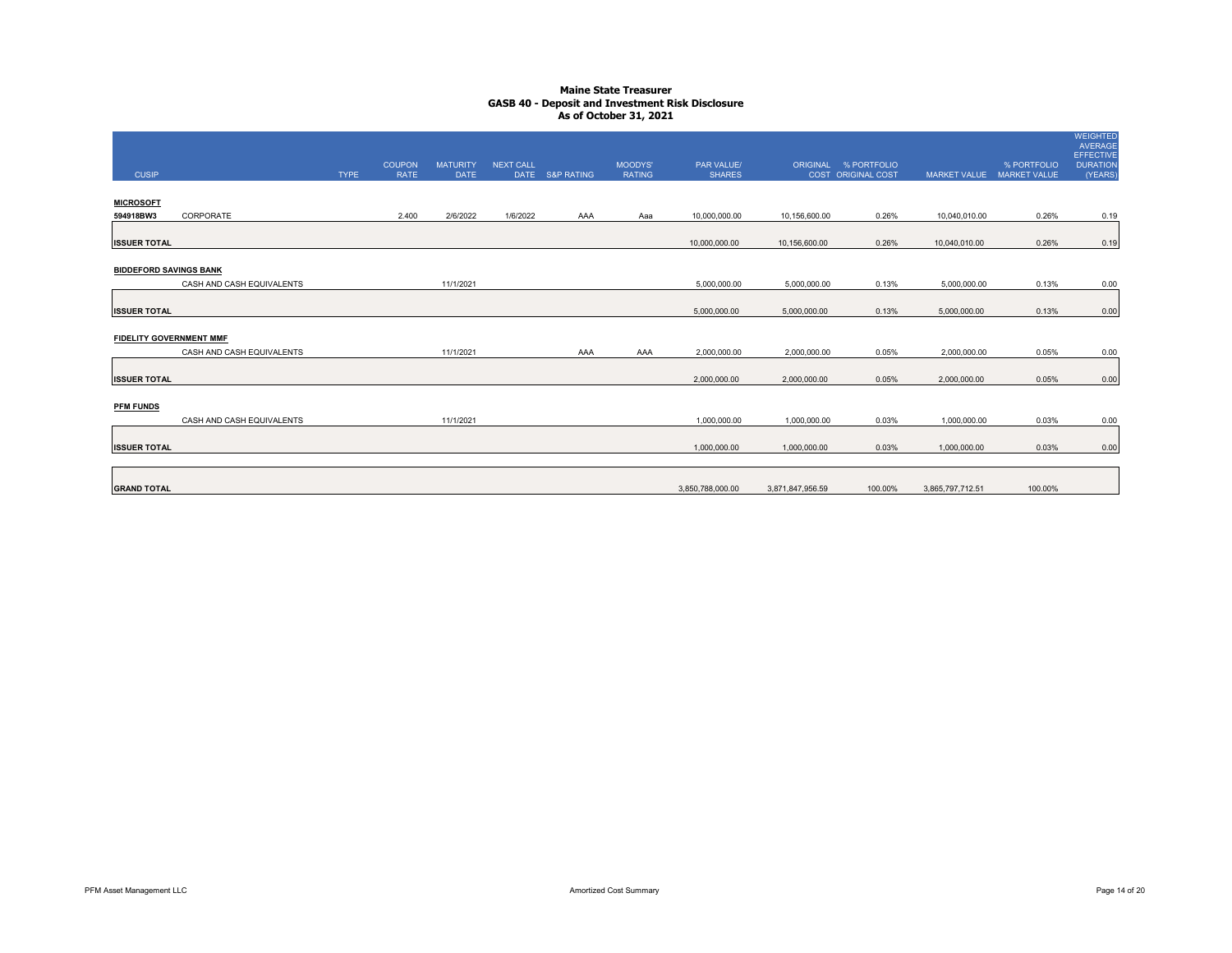# Maine State Treasurer
## GASB 40 - Deposit and Investment Risk Disclosure
### As of October 31, 2021

| CUSIP | | TYPE | COUPON RATE | MATURITY DATE | NEXT CALL DATE | S&P RATING | MOODYS' RATING | PAR VALUE/ SHARES | ORIGINAL COST | % PORTFOLIO ORIGINAL COST | MARKET VALUE | % PORTFOLIO MARKET VALUE | WEIGHTED AVERAGE EFFECTIVE DURATION (YEARS) |
|---|---|---|---|---|---|---|---|---|---|---|---|---|---|
| **MICROSOFT** | | | | | | | | | | | | | |
| **594918BW3** | CORPORATE | | 2.400 | 2/6/2022 | 1/6/2022 | AAA | Aaa | 10,000,000.00 | 10,156,600.00 | 0.26% | 10,040,010.00 | 0.26% | 0.19 |
| **ISSUER TOTAL** | | | | | | | | 10,000,000.00 | 10,156,600.00 | 0.26% | 10,040,010.00 | 0.26% | 0.19 |
| **BIDDEFORD SAVINGS BANK** | | | | | | | | | | | | | |
| | CASH AND CASH EQUIVALENTS | | | 11/1/2021 | | | | 5,000,000.00 | 5,000,000.00 | 0.13% | 5,000,000.00 | 0.13% | 0.00 |
| **ISSUER TOTAL** | | | | | | | | 5,000,000.00 | 5,000,000.00 | 0.13% | 5,000,000.00 | 0.13% | 0.00 |
| **FIDELITY GOVERNMENT MMF** | | | | | | | | | | | | | |
| | CASH AND CASH EQUIVALENTS | | | 11/1/2021 | | AAA | AAA | 2,000,000.00 | 2,000,000.00 | 0.05% | 2,000,000.00 | 0.05% | 0.00 |
| **ISSUER TOTAL** | | | | | | | | 2,000,000.00 | 2,000,000.00 | 0.05% | 2,000,000.00 | 0.05% | 0.00 |
| **PFM FUNDS** | | | | | | | | | | | | | |
| | CASH AND CASH EQUIVALENTS | | | 11/1/2021 | | | | 1,000,000.00 | 1,000,000.00 | 0.03% | 1,000,000.00 | 0.03% | 0.00 |
| **ISSUER TOTAL** | | | | | | | | 1,000,000.00 | 1,000,000.00 | 0.03% | 1,000,000.00 | 0.03% | 0.00 |
| **GRAND TOTAL** | | | | | | | | 3,850,788,000.00 | 3,871,847,956.59 | 100.00% | 3,865,797,712.51 | 100.00% | |

PFM Asset Management LLC

Amortized Cost Summary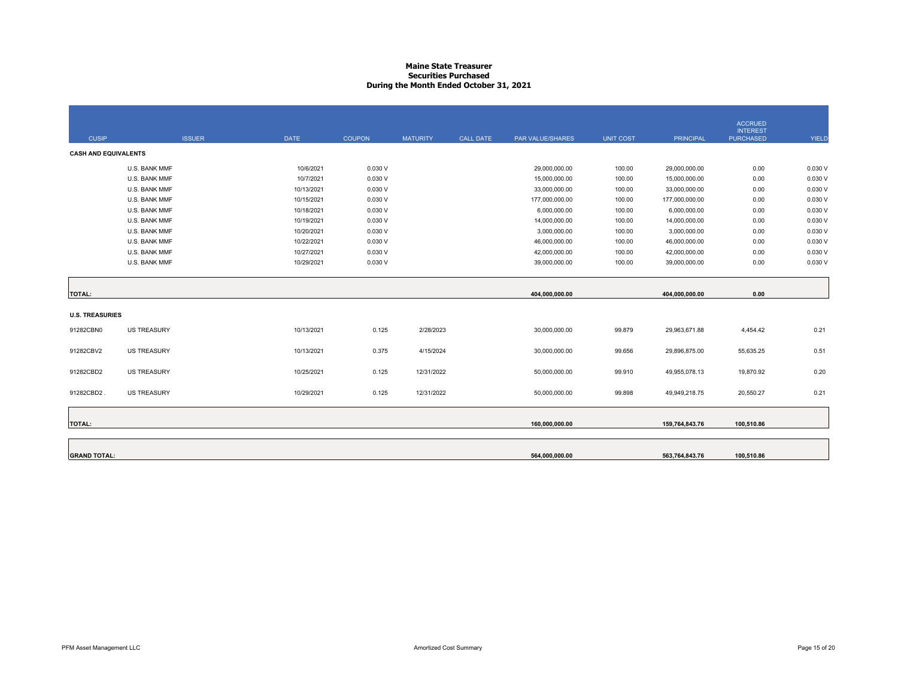# Maine State Treasurer
## Securities Purchased
### During the Month Ended October 31, 2021

| CUSIP | ISSUER | DATE | COUPON | MATURITY | CALL DATE | PAR VALUE/SHARES | UNIT COST | PRINCIPAL | ACCRUED INTEREST PURCHASED | YIELD |
|---|---|---|---|---|---|---|---|---|---|---|
| **CASH AND EQUIVALENTS** | | | | | | | | | | |
| | U.S. BANK MMF | 10/6/2021 | 0.030 V | | | 29,000,000.00 | 100.00 | 29,000,000.00 | 0.00 | 0.030 V |
| | U.S. BANK MMF | 10/7/2021 | 0.030 V | | | 15,000,000.00 | 100.00 | 15,000,000.00 | 0.00 | 0.030 V |
| | U.S. BANK MMF | 10/13/2021 | 0.030 V | | | 33,000,000.00 | 100.00 | 33,000,000.00 | 0.00 | 0.030 V |
| | U.S. BANK MMF | 10/15/2021 | 0.030 V | | | 177,000,000.00 | 100.00 | 177,000,000.00 | 0.00 | 0.030 V |
| | U.S. BANK MMF | 10/18/2021 | 0.030 V | | | 6,000,000.00 | 100.00 | 6,000,000.00 | 0.00 | 0.030 V |
| | U.S. BANK MMF | 10/19/2021 | 0.030 V | | | 14,000,000.00 | 100.00 | 14,000,000.00 | 0.00 | 0.030 V |
| | U.S. BANK MMF | 10/20/2021 | 0.030 V | | | 3,000,000.00 | 100.00 | 3,000,000.00 | 0.00 | 0.030 V |
| | U.S. BANK MMF | 10/22/2021 | 0.030 V | | | 46,000,000.00 | 100.00 | 46,000,000.00 | 0.00 | 0.030 V |
| | U.S. BANK MMF | 10/27/2021 | 0.030 V | | | 42,000,000.00 | 100.00 | 42,000,000.00 | 0.00 | 0.030 V |
| | U.S. BANK MMF | 10/29/2021 | 0.030 V | | | 39,000,000.00 | 100.00 | 39,000,000.00 | 0.00 | 0.030 V |
| **TOTAL:** | | | | | | **404,000,000.00** | | **404,000,000.00** | **0.00** | |
| **U.S. TREASURIES** | | | | | | | | | | |
| 91282CBN0 | US TREASURY | 10/13/2021 | 0.125 | 2/28/2023 | | 30,000,000.00 | 99.879 | 29,963,671.88 | 4,454.42 | 0.21 |
| 91282CBV2 | US TREASURY | 10/13/2021 | 0.375 | 4/15/2024 | | 30,000,000.00 | 99.656 | 29,896,875.00 | 55,635.25 | 0.51 |
| 91282CBD2 | US TREASURY | 10/25/2021 | 0.125 | 12/31/2022 | | 50,000,000.00 | 99.910 | 49,955,078.13 | 19,870.92 | 0.20 |
| 91282CBD2 . | US TREASURY | 10/29/2021 | 0.125 | 12/31/2022 | | 50,000,000.00 | 99.898 | 49,949,218.75 | 20,550.27 | 0.21 |
| **TOTAL:** | | | | | | **160,000,000.00** | | **159,764,843.76** | **100,510.86** | |
| **GRAND TOTAL:** | | | | | | **564,000,000.00** | | **563,764,843.76** | **100,510.86** | |

PFM Asset Management LLC — Amortized Cost Summary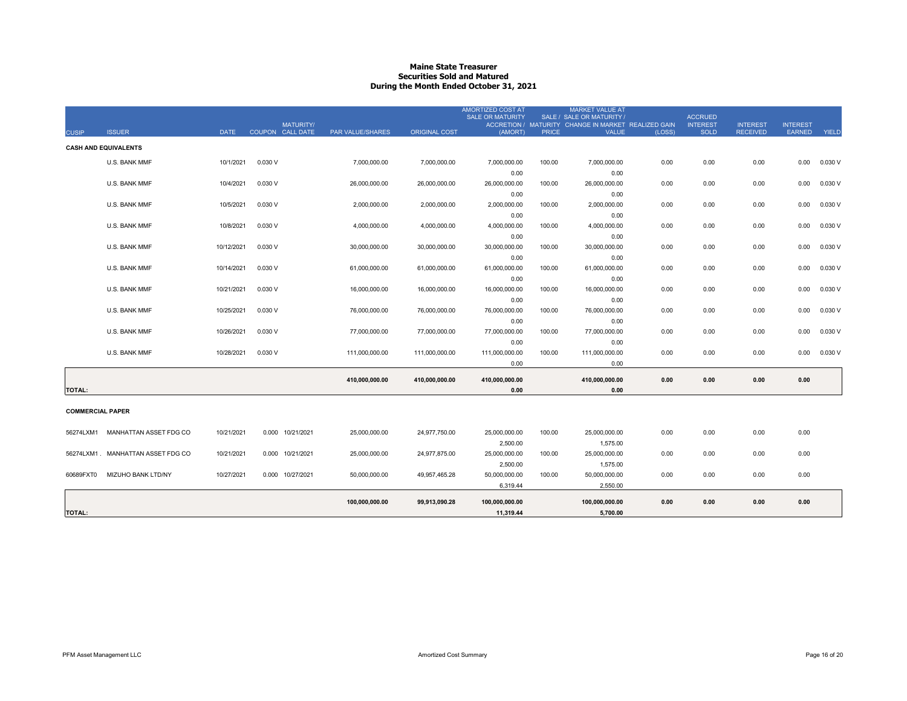# Maine State Treasurer
## Securities Sold and Matured
### During the Month Ended October 31, 2021

| CUSIP | ISSUER | DATE | COUPON | MATURITY/ CALL DATE | PAR VALUE/SHARES | ORIGINAL COST | AMORTIZED COST AT SALE OR MATURITY ACCRETION / (AMORT) | SALE / MATURITY PRICE | MARKET VALUE AT SALE OR MATURITY / CHANGE IN MARKET VALUE | REALIZED GAIN (LOSS) | ACCRUED INTEREST SOLD | INTEREST RECEIVED | INTEREST EARNED | YIELD |
|---|---|---|---|---|---|---|---|---|---|---|---|---|---|---|
| **CASH AND EQUIVALENTS** | | | | | | | | | | | | | | |
| | U.S. BANK MMF | 10/1/2021 | 0.030 V | | 7,000,000.00 | 7,000,000.00 | 7,000,000.00 | 100.00 | 7,000,000.00 | 0.00 | 0.00 | 0.00 | 0.00 | 0.030 V |
| | | | | | | | 0.00 | | 0.00 | | | | | |
| | U.S. BANK MMF | 10/4/2021 | 0.030 V | | 26,000,000.00 | 26,000,000.00 | 26,000,000.00 | 100.00 | 26,000,000.00 | 0.00 | 0.00 | 0.00 | 0.00 | 0.030 V |
| | | | | | | | 0.00 | | 0.00 | | | | | |
| | U.S. BANK MMF | 10/5/2021 | 0.030 V | | 2,000,000.00 | 2,000,000.00 | 2,000,000.00 | 100.00 | 2,000,000.00 | 0.00 | 0.00 | 0.00 | 0.00 | 0.030 V |
| | | | | | | | 0.00 | | 0.00 | | | | | |
| | U.S. BANK MMF | 10/8/2021 | 0.030 V | | 4,000,000.00 | 4,000,000.00 | 4,000,000.00 | 100.00 | 4,000,000.00 | 0.00 | 0.00 | 0.00 | 0.00 | 0.030 V |
| | | | | | | | 0.00 | | 0.00 | | | | | |
| | U.S. BANK MMF | 10/12/2021 | 0.030 V | | 30,000,000.00 | 30,000,000.00 | 30,000,000.00 | 100.00 | 30,000,000.00 | 0.00 | 0.00 | 0.00 | 0.00 | 0.030 V |
| | | | | | | | 0.00 | | 0.00 | | | | | |
| | U.S. BANK MMF | 10/14/2021 | 0.030 V | | 61,000,000.00 | 61,000,000.00 | 61,000,000.00 | 100.00 | 61,000,000.00 | 0.00 | 0.00 | 0.00 | 0.00 | 0.030 V |
| | | | | | | | 0.00 | | 0.00 | | | | | |
| | U.S. BANK MMF | 10/21/2021 | 0.030 V | | 16,000,000.00 | 16,000,000.00 | 16,000,000.00 | 100.00 | 16,000,000.00 | 0.00 | 0.00 | 0.00 | 0.00 | 0.030 V |
| | | | | | | | 0.00 | | 0.00 | | | | | |
| | U.S. BANK MMF | 10/25/2021 | 0.030 V | | 76,000,000.00 | 76,000,000.00 | 76,000,000.00 | 100.00 | 76,000,000.00 | 0.00 | 0.00 | 0.00 | 0.00 | 0.030 V |
| | | | | | | | 0.00 | | 0.00 | | | | | |
| | U.S. BANK MMF | 10/26/2021 | 0.030 V | | 77,000,000.00 | 77,000,000.00 | 77,000,000.00 | 100.00 | 77,000,000.00 | 0.00 | 0.00 | 0.00 | 0.00 | 0.030 V |
| | | | | | | | 0.00 | | 0.00 | | | | | |
| | U.S. BANK MMF | 10/28/2021 | 0.030 V | | 111,000,000.00 | 111,000,000.00 | 111,000,000.00 | 100.00 | 111,000,000.00 | 0.00 | 0.00 | 0.00 | 0.00 | 0.030 V |
| | | | | | | | 0.00 | | 0.00 | | | | | |
| **TOTAL:** | | | | | **410,000,000.00** | **410,000,000.00** | **410,000,000.00** | | **410,000,000.00** | **0.00** | **0.00** | **0.00** | **0.00** | |
| | | | | | | | **0.00** | | **0.00** | | | | | |
| **COMMERCIAL PAPER** | | | | | | | | | | | | | | |
| 56274LXM1 | MANHATTAN ASSET FDG CO | 10/21/2021 | 0.000 | 10/21/2021 | 25,000,000.00 | 24,977,750.00 | 25,000,000.00 | 100.00 | 25,000,000.00 | 0.00 | 0.00 | 0.00 | 0.00 | |
| | | | | | | | 2,500.00 | | 1,575.00 | | | | | |
| 56274LXM1 . | MANHATTAN ASSET FDG CO | 10/21/2021 | 0.000 | 10/21/2021 | 25,000,000.00 | 24,977,875.00 | 25,000,000.00 | 100.00 | 25,000,000.00 | 0.00 | 0.00 | 0.00 | 0.00 | |
| | | | | | | | 2,500.00 | | 1,575.00 | | | | | |
| 60689FXT0 | MIZUHO BANK LTD/NY | 10/27/2021 | 0.000 | 10/27/2021 | 50,000,000.00 | 49,957,465.28 | 50,000,000.00 | 100.00 | 50,000,000.00 | 0.00 | 0.00 | 0.00 | 0.00 | |
| | | | | | | | 6,319.44 | | 2,550.00 | | | | | |
| **TOTAL:** | | | | | **100,000,000.00** | **99,913,090.28** | **100,000,000.00** | | **100,000,000.00** | **0.00** | **0.00** | **0.00** | **0.00** | |
| | | | | | | | **11,319.44** | | **5,700.00** | | | | | |

PFM Asset Management LLC

Amortized Cost Summary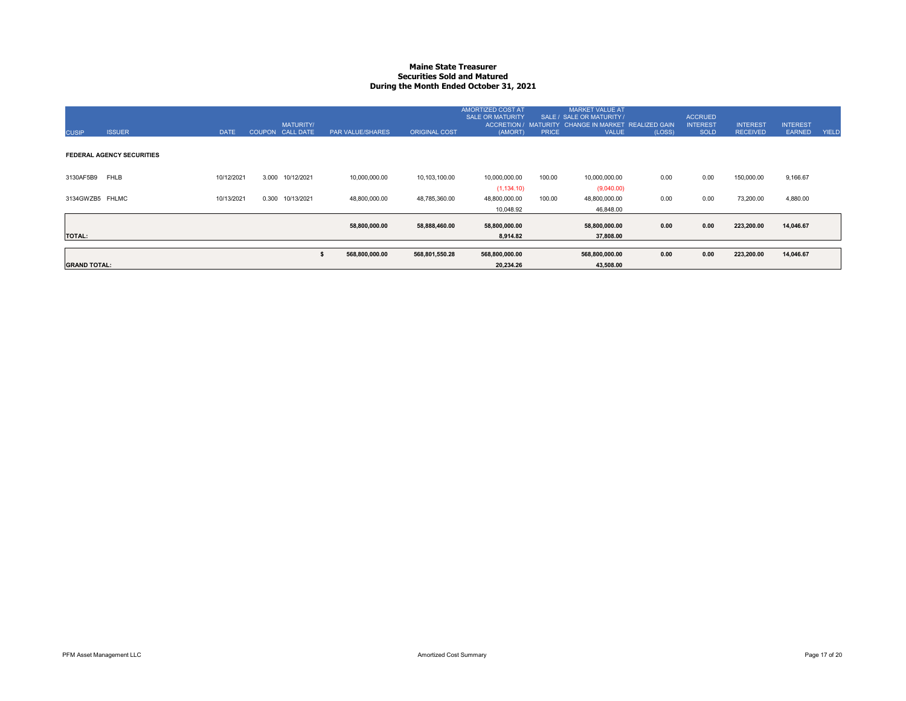# Maine State Treasurer
## Securities Sold and Matured
## During the Month Ended October 31, 2021

| CUSIP | ISSUER | DATE | COUPON | MATURITY/ CALL DATE | PAR VALUE/SHARES | ORIGINAL COST | AMORTIZED COST AT SALE OR MATURITY ACCRETION / (AMORT) | SALE / MATURITY PRICE | MARKET VALUE AT SALE OR MATURITY / CHANGE IN MARKET VALUE | REALIZED GAIN (LOSS) | ACCRUED INTEREST SOLD | INTEREST RECEIVED | INTEREST EARNED | YIELD |
|---|---|---|---|---|---|---|---|---|---|---|---|---|---|---|
| **FEDERAL AGENCY SECURITIES** | | | | | | | | | | | | | | |
| 3130AF5B9 | FHLB | 10/12/2021 | 3.000 | 10/12/2021 | 10,000,000.00 | 10,103,100.00 | 10,000,000.00 | 100.00 | 10,000,000.00 | 0.00 | 0.00 | 150,000.00 | 9,166.67 | |
| | | | | | | | (1,134.10) | | (9,040.00) | | | | | |
| 3134GWZB5 | FHLMC | 10/13/2021 | 0.300 | 10/13/2021 | 48,800,000.00 | 48,785,360.00 | 48,800,000.00 | 100.00 | 48,800,000.00 | 0.00 | 0.00 | 73,200.00 | 4,880.00 | |
| | | | | | | | 10,048.92 | | 46,848.00 | | | | | |
| **TOTAL:** | | | | | **58,800,000.00** | **58,888,460.00** | **58,800,000.00** | | **58,800,000.00** | **0.00** | **0.00** | **223,200.00** | **14,046.67** | |
| | | | | | | | **8,914.82** | | **37,808.00** | | | | | |
| **GRAND TOTAL:** | | | | | **$ 568,800,000.00** | **568,801,550.28** | **568,800,000.00** | | **568,800,000.00** | **0.00** | **0.00** | **223,200.00** | **14,046.67** | |
| | | | | | | | **20,234.26** | | **43,508.00** | | | | | |

PFM Asset Management LLC — Amortized Cost Summary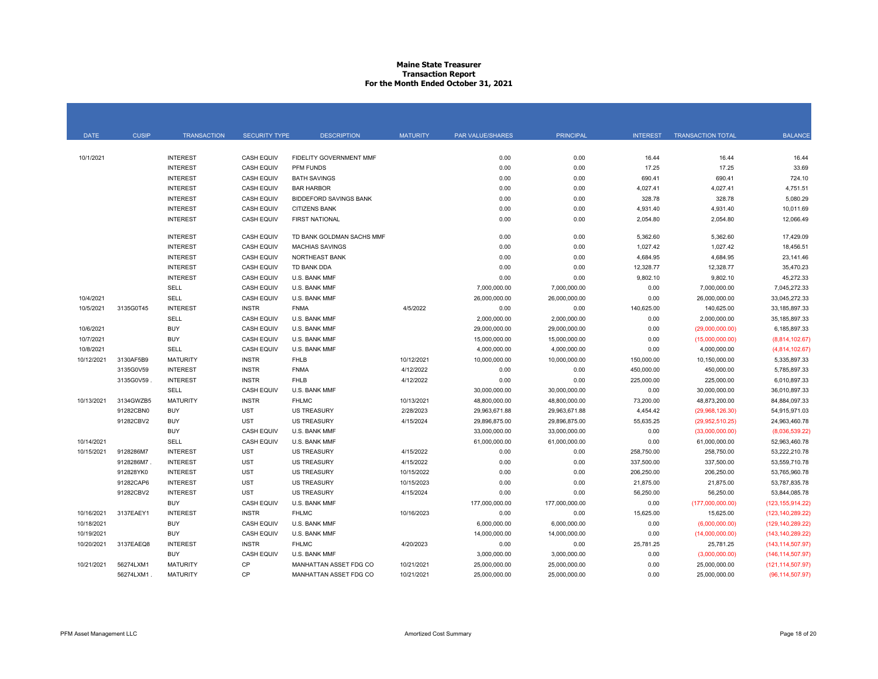# Maine State Treasurer
## Transaction Report
### For the Month Ended October 31, 2021

| DATE | CUSIP | TRANSACTION | SECURITY TYPE | DESCRIPTION | MATURITY | PAR VALUE/SHARES | PRINCIPAL | INTEREST | TRANSACTION TOTAL | BALANCE |
|---|---|---|---|---|---|---|---|---|---|---|
| 10/1/2021 | | INTEREST | CASH EQUIV | FIDELITY GOVERNMENT MMF | | 0.00 | 0.00 | 16.44 | 16.44 | 16.44 |
| | | INTEREST | CASH EQUIV | PFM FUNDS | | 0.00 | 0.00 | 17.25 | 17.25 | 33.69 |
| | | INTEREST | CASH EQUIV | BATH SAVINGS | | 0.00 | 0.00 | 690.41 | 690.41 | 724.10 |
| | | INTEREST | CASH EQUIV | BAR HARBOR | | 0.00 | 0.00 | 4,027.41 | 4,027.41 | 4,751.51 |
| | | INTEREST | CASH EQUIV | BIDDEFORD SAVINGS BANK | | 0.00 | 0.00 | 328.78 | 328.78 | 5,080.29 |
| | | INTEREST | CASH EQUIV | CITIZENS BANK | | 0.00 | 0.00 | 4,931.40 | 4,931.40 | 10,011.69 |
| | | INTEREST | CASH EQUIV | FIRST NATIONAL | | 0.00 | 0.00 | 2,054.80 | 2,054.80 | 12,066.49 |
| | | INTEREST | CASH EQUIV | TD BANK GOLDMAN SACHS MMF | | 0.00 | 0.00 | 5,362.60 | 5,362.60 | 17,429.09 |
| | | INTEREST | CASH EQUIV | MACHIAS SAVINGS | | 0.00 | 0.00 | 1,027.42 | 1,027.42 | 18,456.51 |
| | | INTEREST | CASH EQUIV | NORTHEAST BANK | | 0.00 | 0.00 | 4,684.95 | 4,684.95 | 23,141.46 |
| | | INTEREST | CASH EQUIV | TD BANK DDA | | 0.00 | 0.00 | 12,328.77 | 12,328.77 | 35,470.23 |
| | | INTEREST | CASH EQUIV | U.S. BANK MMF | | 0.00 | 0.00 | 9,802.10 | 9,802.10 | 45,272.33 |
| | | SELL | CASH EQUIV | U.S. BANK MMF | | 7,000,000.00 | 7,000,000.00 | 0.00 | 7,000,000.00 | 7,045,272.33 |
| 10/4/2021 | | SELL | CASH EQUIV | U.S. BANK MMF | | 26,000,000.00 | 26,000,000.00 | 0.00 | 26,000,000.00 | 33,045,272.33 |
| 10/5/2021 | 3135G0T45 | INTEREST | INSTR | FNMA | 4/5/2022 | 0.00 | 0.00 | 140,625.00 | 140,625.00 | 33,185,897.33 |
| | | SELL | CASH EQUIV | U.S. BANK MMF | | 2,000,000.00 | 2,000,000.00 | 0.00 | 2,000,000.00 | 35,185,897.33 |
| 10/6/2021 | | BUY | CASH EQUIV | U.S. BANK MMF | | 29,000,000.00 | 29,000,000.00 | 0.00 | (29,000,000.00) | 6,185,897.33 |
| 10/7/2021 | | BUY | CASH EQUIV | U.S. BANK MMF | | 15,000,000.00 | 15,000,000.00 | 0.00 | (15,000,000.00) | (8,814,102.67) |
| 10/8/2021 | | SELL | CASH EQUIV | U.S. BANK MMF | | 4,000,000.00 | 4,000,000.00 | 0.00 | 4,000,000.00 | (4,814,102.67) |
| 10/12/2021 | 3130AF5B9 | MATURITY | INSTR | FHLB | 10/12/2021 | 10,000,000.00 | 10,000,000.00 | 150,000.00 | 10,150,000.00 | 5,335,897.33 |
| | 3135G0V59 | INTEREST | INSTR | FNMA | 4/12/2022 | 0.00 | 0.00 | 450,000.00 | 450,000.00 | 5,785,897.33 |
| | 3135G0V59 . | INTEREST | INSTR | FHLB | 4/12/2022 | 0.00 | 0.00 | 225,000.00 | 225,000.00 | 6,010,897.33 |
| | | SELL | CASH EQUIV | U.S. BANK MMF | | 30,000,000.00 | 30,000,000.00 | 0.00 | 30,000,000.00 | 36,010,897.33 |
| 10/13/2021 | 3134GWZB5 | MATURITY | INSTR | FHLMC | 10/13/2021 | 48,800,000.00 | 48,800,000.00 | 73,200.00 | 48,873,200.00 | 84,884,097.33 |
| | 91282CBN0 | BUY | UST | US TREASURY | 2/28/2023 | 29,963,671.88 | 29,963,671.88 | 4,454.42 | (29,968,126.30) | 54,915,971.03 |
| | 91282CBV2 | BUY | UST | US TREASURY | 4/15/2024 | 29,896,875.00 | 29,896,875.00 | 55,635.25 | (29,952,510.25) | 24,963,460.78 |
| | | BUY | CASH EQUIV | U.S. BANK MMF | | 33,000,000.00 | 33,000,000.00 | 0.00 | (33,000,000.00) | (8,036,539.22) |
| 10/14/2021 | | SELL | CASH EQUIV | U.S. BANK MMF | | 61,000,000.00 | 61,000,000.00 | 0.00 | 61,000,000.00 | 52,963,460.78 |
| 10/15/2021 | 9128286M7 | INTEREST | UST | US TREASURY | 4/15/2022 | 0.00 | 0.00 | 258,750.00 | 258,750.00 | 53,222,210.78 |
| | 9128286M7 . | INTEREST | UST | US TREASURY | 4/15/2022 | 0.00 | 0.00 | 337,500.00 | 337,500.00 | 53,559,710.78 |
| | 912828YK0 | INTEREST | UST | US TREASURY | 10/15/2022 | 0.00 | 0.00 | 206,250.00 | 206,250.00 | 53,765,960.78 |
| | 91282CAP6 | INTEREST | UST | US TREASURY | 10/15/2023 | 0.00 | 0.00 | 21,875.00 | 21,875.00 | 53,787,835.78 |
| | 91282CBV2 | INTEREST | UST | US TREASURY | 4/15/2024 | 0.00 | 0.00 | 56,250.00 | 56,250.00 | 53,844,085.78 |
| | | BUY | CASH EQUIV | U.S. BANK MMF | | 177,000,000.00 | 177,000,000.00 | 0.00 | (177,000,000.00) | (123,155,914.22) |
| 10/16/2021 | 3137EAEY1 | INTEREST | INSTR | FHLMC | 10/16/2023 | 0.00 | 0.00 | 15,625.00 | 15,625.00 | (123,140,289.22) |
| 10/18/2021 | | BUY | CASH EQUIV | U.S. BANK MMF | | 6,000,000.00 | 6,000,000.00 | 0.00 | (6,000,000.00) | (129,140,289.22) |
| 10/19/2021 | | BUY | CASH EQUIV | U.S. BANK MMF | | 14,000,000.00 | 14,000,000.00 | 0.00 | (14,000,000.00) | (143,140,289.22) |
| 10/20/2021 | 3137EAEQ8 | INTEREST | INSTR | FHLMC | 4/20/2023 | 0.00 | 0.00 | 25,781.25 | 25,781.25 | (143,114,507.97) |
| | | BUY | CASH EQUIV | U.S. BANK MMF | | 3,000,000.00 | 3,000,000.00 | 0.00 | (3,000,000.00) | (146,114,507.97) |
| 10/21/2021 | 56274LXM1 | MATURITY | CP | MANHATTAN ASSET FDG CO | 10/21/2021 | 25,000,000.00 | 25,000,000.00 | 0.00 | 25,000,000.00 | (121,114,507.97) |
| | 56274LXM1 . | MATURITY | CP | MANHATTAN ASSET FDG CO | 10/21/2021 | 25,000,000.00 | 25,000,000.00 | 0.00 | 25,000,000.00 | (96,114,507.97) |

PFM Asset Management LLC — Amortized Cost Summary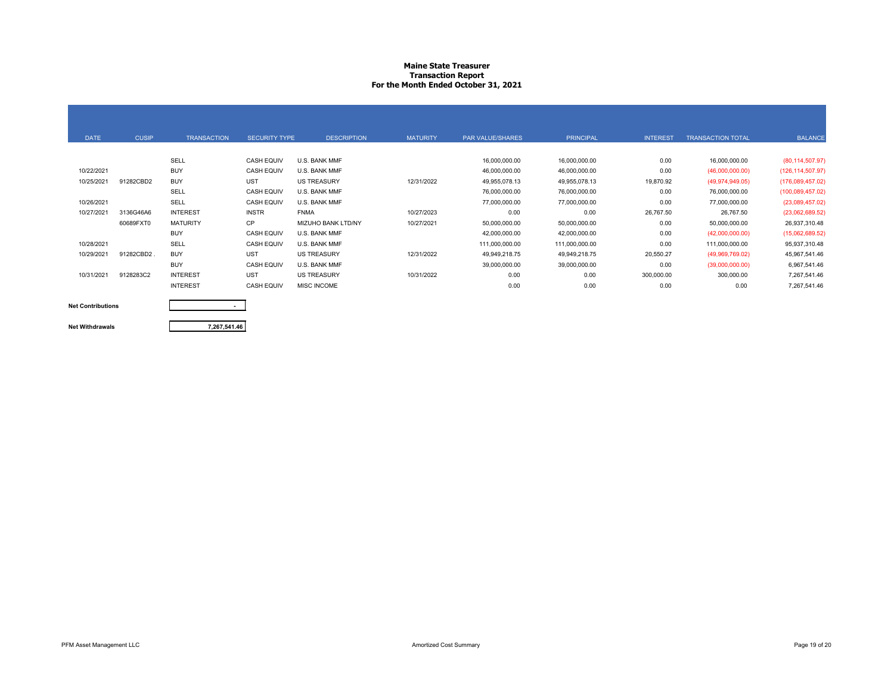# Maine State Treasurer
## Transaction Report
### For the Month Ended October 31, 2021

| DATE | CUSIP | TRANSACTION | SECURITY TYPE | DESCRIPTION | MATURITY | PAR VALUE/SHARES | PRINCIPAL | INTEREST | TRANSACTION TOTAL | BALANCE |
|---|---|---|---|---|---|---|---|---|---|---|
| | | SELL | CASH EQUIV | U.S. BANK MMF | | 16,000,000.00 | 16,000,000.00 | 0.00 | 16,000,000.00 | (80,114,507.97) |
| 10/22/2021 | | BUY | CASH EQUIV | U.S. BANK MMF | | 46,000,000.00 | 46,000,000.00 | 0.00 | (46,000,000.00) | (126,114,507.97) |
| 10/25/2021 | 91282CBD2 | BUY | UST | US TREASURY | 12/31/2022 | 49,955,078.13 | 49,955,078.13 | 19,870.92 | (49,974,949.05) | (176,089,457.02) |
| | | SELL | CASH EQUIV | U.S. BANK MMF | | 76,000,000.00 | 76,000,000.00 | 0.00 | 76,000,000.00 | (100,089,457.02) |
| 10/26/2021 | | SELL | CASH EQUIV | U.S. BANK MMF | | 77,000,000.00 | 77,000,000.00 | 0.00 | 77,000,000.00 | (23,089,457.02) |
| 10/27/2021 | 3136G46A6 | INTEREST | INSTR | FNMA | 10/27/2023 | 0.00 | 0.00 | 26,767.50 | 26,767.50 | (23,062,689.52) |
| | 60689FXT0 | MATURITY | CP | MIZUHO BANK LTD/NY | 10/27/2021 | 50,000,000.00 | 50,000,000.00 | 0.00 | 50,000,000.00 | 26,937,310.48 |
| | | BUY | CASH EQUIV | U.S. BANK MMF | | 42,000,000.00 | 42,000,000.00 | 0.00 | (42,000,000.00) | (15,062,689.52) |
| 10/28/2021 | | SELL | CASH EQUIV | U.S. BANK MMF | | 111,000,000.00 | 111,000,000.00 | 0.00 | 111,000,000.00 | 95,937,310.48 |
| 10/29/2021 | 91282CBD2 . | BUY | UST | US TREASURY | 12/31/2022 | 49,949,218.75 | 49,949,218.75 | 20,550.27 | (49,969,769.02) | 45,967,541.46 |
| | | BUY | CASH EQUIV | U.S. BANK MMF | | 39,000,000.00 | 39,000,000.00 | 0.00 | (39,000,000.00) | 6,967,541.46 |
| 10/31/2021 | 9128283C2 | INTEREST | UST | US TREASURY | 10/31/2022 | 0.00 | 0.00 | 300,000.00 | 300,000.00 | 7,267,541.46 |
| | | INTEREST | CASH EQUIV | MISC INCOME | | 0.00 | 0.00 | 0.00 | 0.00 | 7,267,541.46 |

| | |
|---|---|
| **Net Contributions** | - |
| **Net Withdrawals** | 7,267,541.46 |

PFM Asset Management LLC | Amortized Cost Summary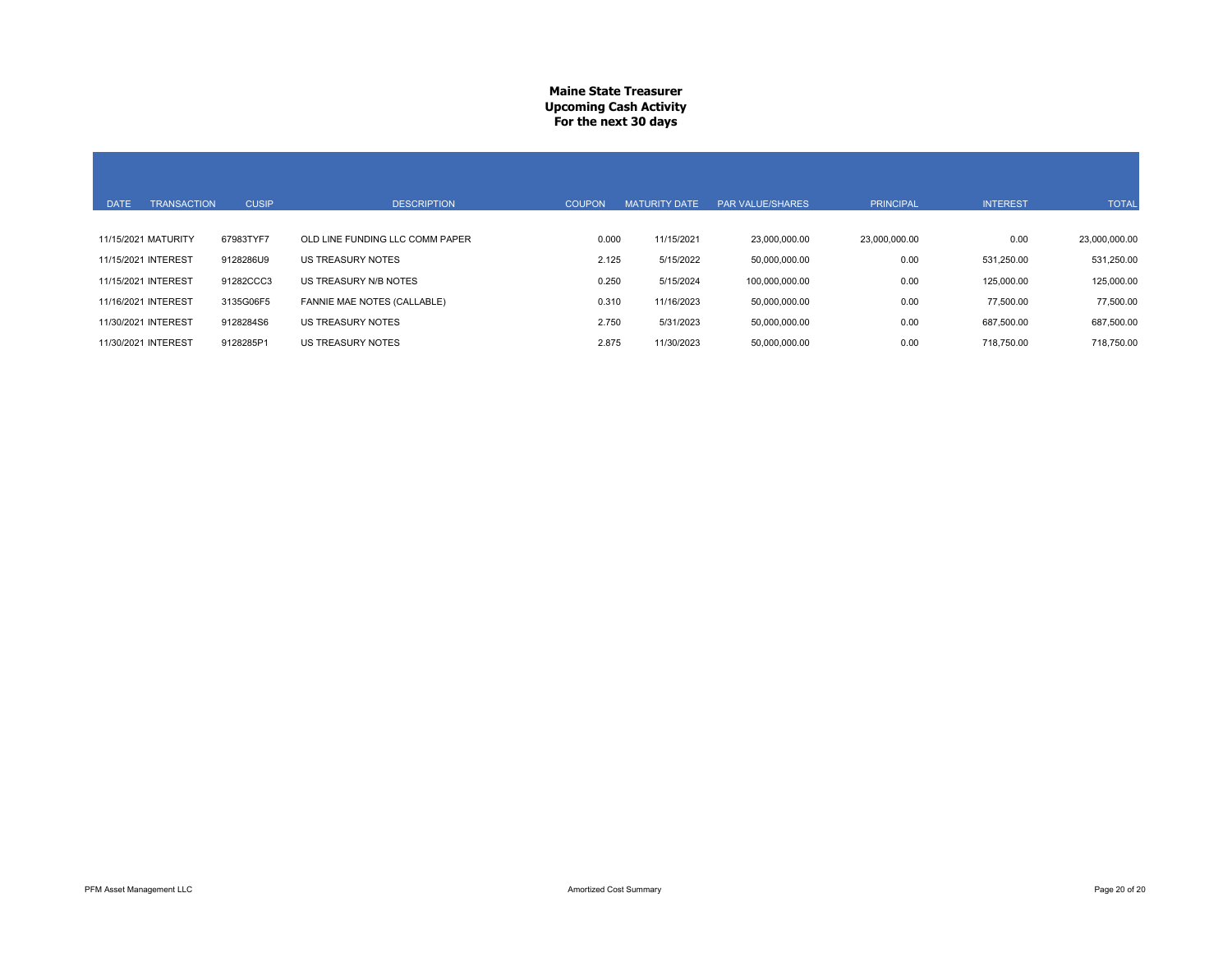**Maine State Treasurer**
**Upcoming Cash Activity**
**For the next 30 days**

| DATE | TRANSACTION | CUSIP | DESCRIPTION | COUPON | MATURITY DATE | PAR VALUE/SHARES | PRINCIPAL | INTEREST | TOTAL |
|---|---|---|---|---|---|---|---|---|---|
| 11/15/2021 | MATURITY | 67983TYF7 | OLD LINE FUNDING LLC COMM PAPER | 0.000 | 11/15/2021 | 23,000,000.00 | 23,000,000.00 | 0.00 | 23,000,000.00 |
| 11/15/2021 | INTEREST | 9128286U9 | US TREASURY NOTES | 2.125 | 5/15/2022 | 50,000,000.00 | 0.00 | 531,250.00 | 531,250.00 |
| 11/15/2021 | INTEREST | 91282CCC3 | US TREASURY N/B NOTES | 0.250 | 5/15/2024 | 100,000,000.00 | 0.00 | 125,000.00 | 125,000.00 |
| 11/16/2021 | INTEREST | 3135G06F5 | FANNIE MAE NOTES (CALLABLE) | 0.310 | 11/16/2023 | 50,000,000.00 | 0.00 | 77,500.00 | 77,500.00 |
| 11/30/2021 | INTEREST | 9128284S6 | US TREASURY NOTES | 2.750 | 5/31/2023 | 50,000,000.00 | 0.00 | 687,500.00 | 687,500.00 |
| 11/30/2021 | INTEREST | 9128285P1 | US TREASURY NOTES | 2.875 | 11/30/2023 | 50,000,000.00 | 0.00 | 718,750.00 | 718,750.00 |